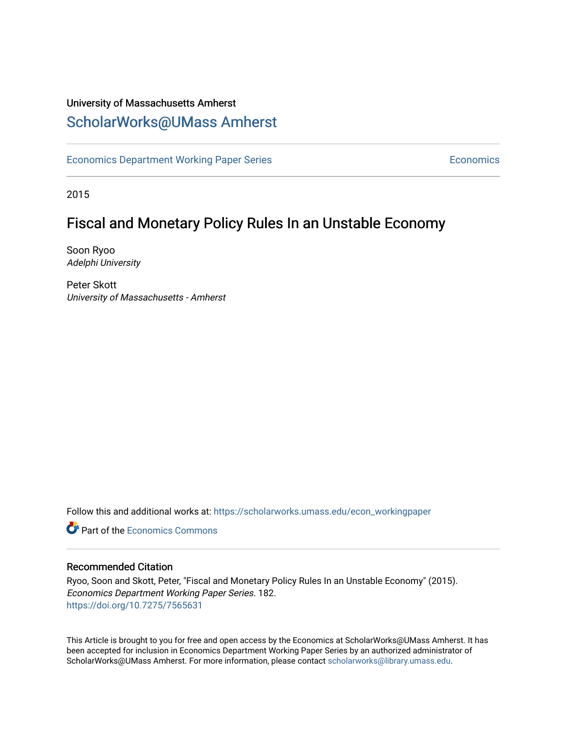University of Massachusetts Amherst

# ScholarWorks@UMass Amherst

Economics Department Working Paper Series | Economics

2015

## Fiscal and Monetary Policy Rules In an Unstable Economy

Soon Ryoo
*Adelphi University*

Peter Skott
*University of Massachusetts - Amherst*

Follow this and additional works at: https://scholarworks.umass.edu/econ_workingpaper

Part of the Economics Commons

### Recommended Citation

Ryoo, Soon and Skott, Peter, "Fiscal and Monetary Policy Rules In an Unstable Economy" (2015). *Economics Department Working Paper Series*. 182.
https://doi.org/10.7275/7565631

This Article is brought to you for free and open access by the Economics at ScholarWorks@UMass Amherst. It has been accepted for inclusion in Economics Department Working Paper Series by an authorized administrator of ScholarWorks@UMass Amherst. For more information, please contact scholarworks@library.umass.edu.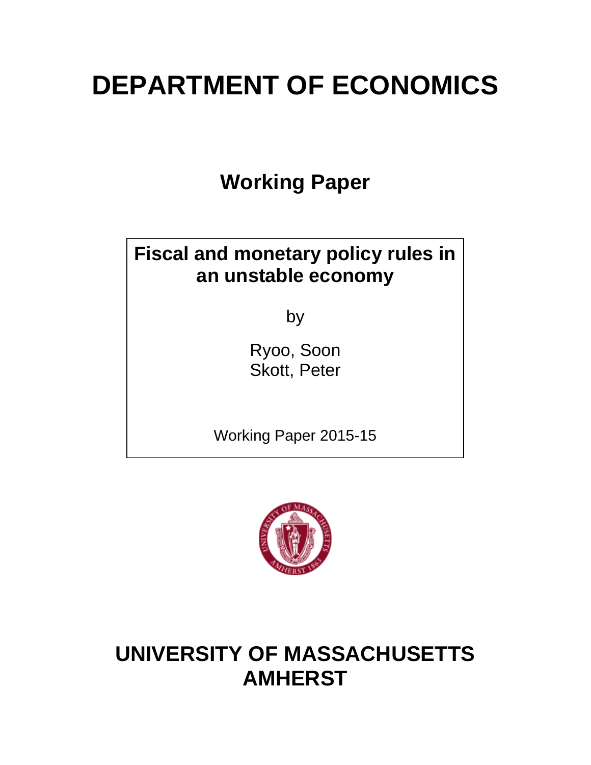# DEPARTMENT OF ECONOMICS

## Working Paper

**Fiscal and monetary policy rules in an unstable economy**

by

Ryoo, Soon
Skott, Peter

Working Paper 2015-15

# UNIVERSITY OF MASSACHUSETTS AMHERST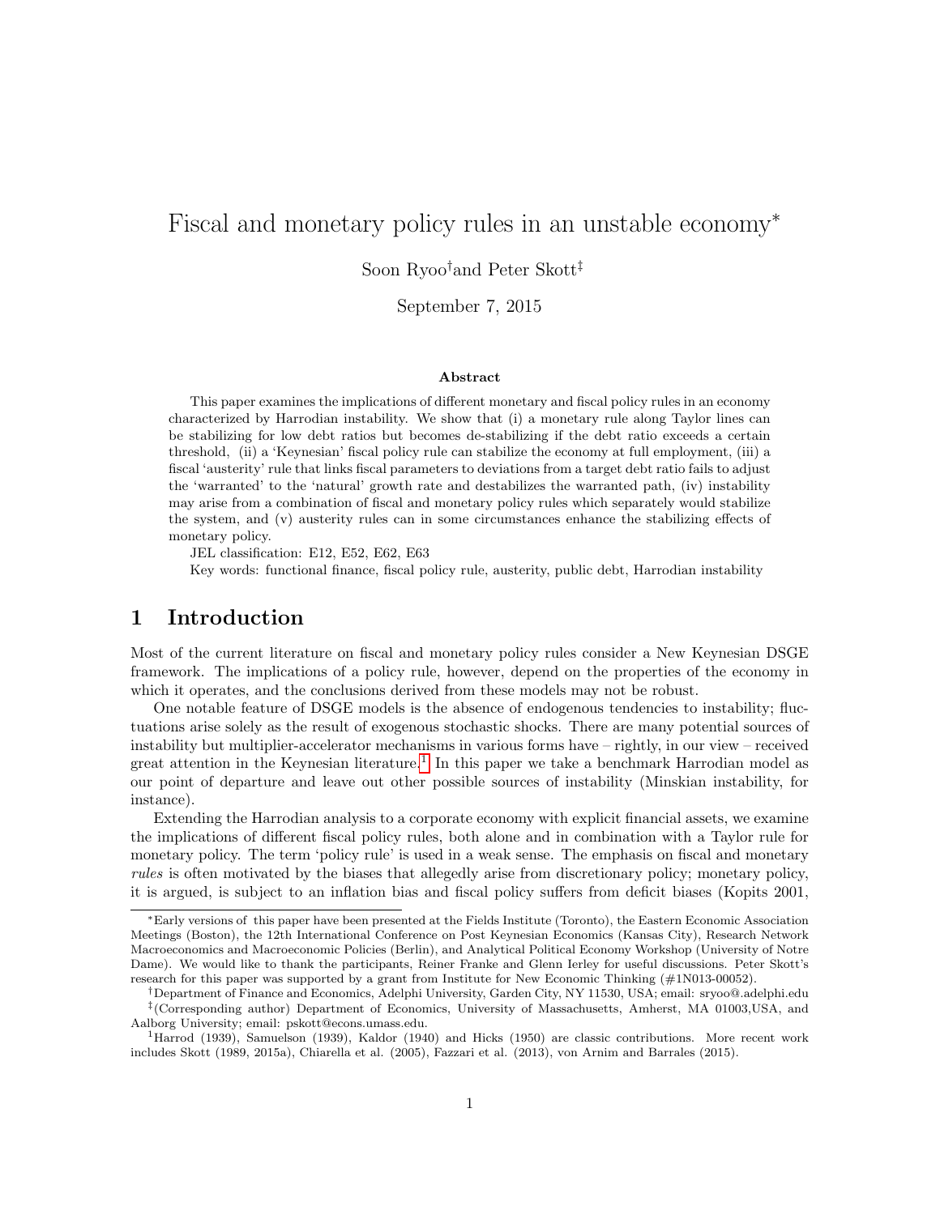# Fiscal and monetary policy rules in an unstable economy*

Soon Ryoo† and Peter Skott‡

September 7, 2015

### Abstract

This paper examines the implications of different monetary and fiscal policy rules in an economy characterized by Harrodian instability. We show that (i) a monetary rule along Taylor lines can be stabilizing for low debt ratios but becomes de-stabilizing if the debt ratio exceeds a certain threshold, (ii) a 'Keynesian' fiscal policy rule can stabilize the economy at full employment, (iii) a fiscal 'austerity' rule that links fiscal parameters to deviations from a target debt ratio fails to adjust the 'warranted' to the 'natural' growth rate and destabilizes the warranted path, (iv) instability may arise from a combination of fiscal and monetary policy rules which separately would stabilize the system, and (v) austerity rules can in some circumstances enhance the stabilizing effects of monetary policy.

JEL classification: E12, E52, E62, E63

Key words: functional finance, fiscal policy rule, austerity, public debt, Harrodian instability

## 1 Introduction

Most of the current literature on fiscal and monetary policy rules consider a New Keynesian DSGE framework. The implications of a policy rule, however, depend on the properties of the economy in which it operates, and the conclusions derived from these models may not be robust.

One notable feature of DSGE models is the absence of endogenous tendencies to instability; fluctuations arise solely as the result of exogenous stochastic shocks. There are many potential sources of instability but multiplier-accelerator mechanisms in various forms have – rightly, in our view – received great attention in the Keynesian literature.[1] In this paper we take a benchmark Harrodian model as our point of departure and leave out other possible sources of instability (Minskian instability, for instance).

Extending the Harrodian analysis to a corporate economy with explicit financial assets, we examine the implications of different fiscal policy rules, both alone and in combination with a Taylor rule for monetary policy. The term 'policy rule' is used in a weak sense. The emphasis on fiscal and monetary *rules* is often motivated by the biases that allegedly arise from discretionary policy; monetary policy, it is argued, is subject to an inflation bias and fiscal policy suffers from deficit biases (Kopits 2001,

---

*Early versions of this paper have been presented at the Fields Institute (Toronto), the Eastern Economic Association Meetings (Boston), the 12th International Conference on Post Keynesian Economics (Kansas City), Research Network Macroeconomics and Macroeconomic Policies (Berlin), and Analytical Political Economy Workshop (University of Notre Dame). We would like to thank the participants, Reiner Franke and Glenn Ierley for useful discussions. Peter Skott's research for this paper was supported by a grant from Institute for New Economic Thinking (#1N013-00052).

†Department of Finance and Economics, Adelphi University, Garden City, NY 11530, USA; email: sryoo@.adelphi.edu

‡(Corresponding author) Department of Economics, University of Massachusetts, Amherst, MA 01003,USA, and Aalborg University; email: pskott@econs.umass.edu.

[1] Harrod (1939), Samuelson (1939), Kaldor (1940) and Hicks (1950) are classic contributions. More recent work includes Skott (1989, 2015a), Chiarella et al. (2005), Fazzari et al. (2013), von Arnim and Barrales (2015).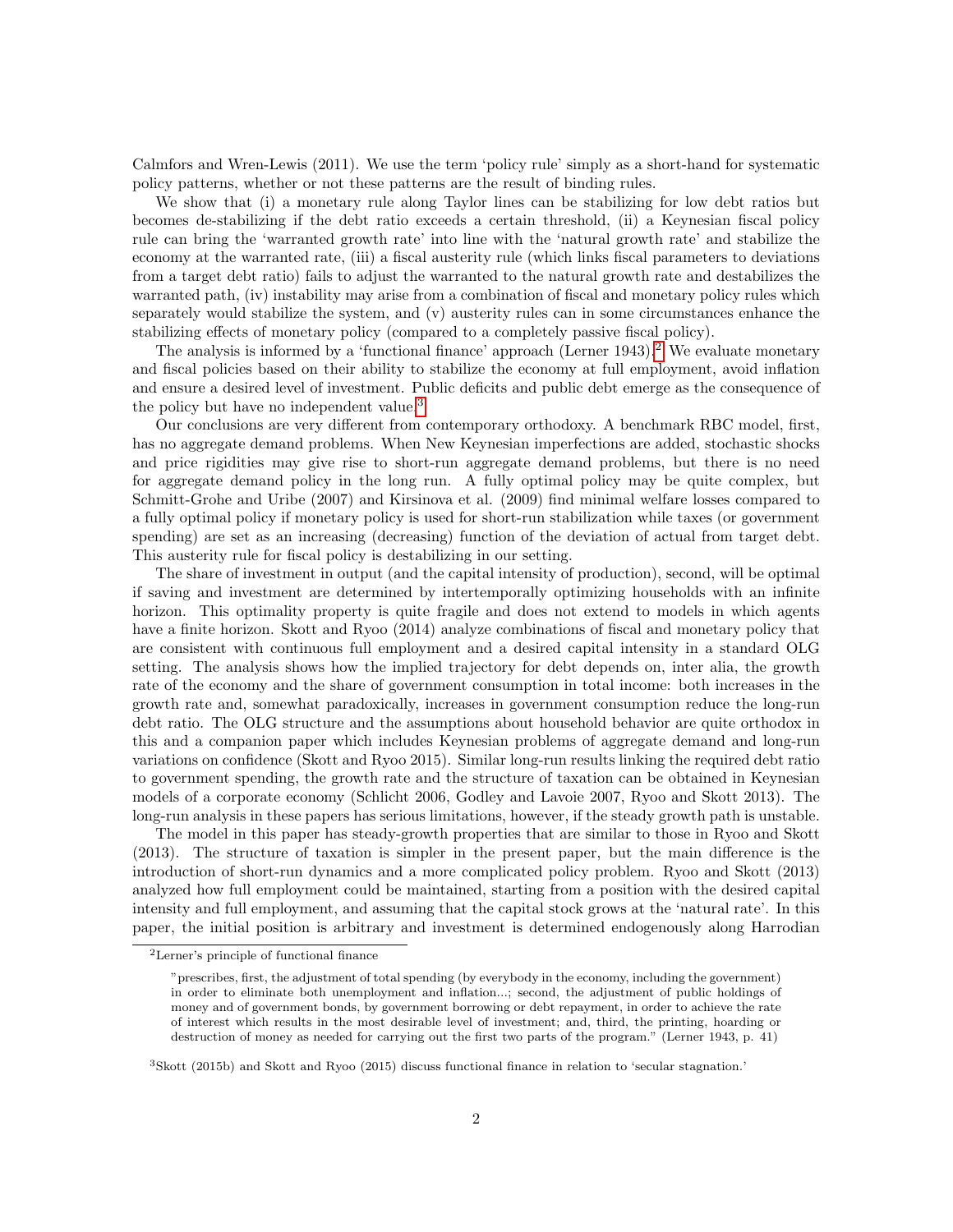Calmfors and Wren-Lewis (2011). We use the term 'policy rule' simply as a short-hand for systematic policy patterns, whether or not these patterns are the result of binding rules.

We show that (i) a monetary rule along Taylor lines can be stabilizing for low debt ratios but becomes de-stabilizing if the debt ratio exceeds a certain threshold, (ii) a Keynesian fiscal policy rule can bring the 'warranted growth rate' into line with the 'natural growth rate' and stabilize the economy at the warranted rate, (iii) a fiscal austerity rule (which links fiscal parameters to deviations from a target debt ratio) fails to adjust the warranted to the natural growth rate and destabilizes the warranted path, (iv) instability may arise from a combination of fiscal and monetary policy rules which separately would stabilize the system, and (v) austerity rules can in some circumstances enhance the stabilizing effects of monetary policy (compared to a completely passive fiscal policy).

The analysis is informed by a 'functional finance' approach (Lerner 1943).[2] We evaluate monetary and fiscal policies based on their ability to stabilize the economy at full employment, avoid inflation and ensure a desired level of investment. Public deficits and public debt emerge as the consequence of the policy but have no independent value.[3]

Our conclusions are very different from contemporary orthodoxy. A benchmark RBC model, first, has no aggregate demand problems. When New Keynesian imperfections are added, stochastic shocks and price rigidities may give rise to short-run aggregate demand problems, but there is no need for aggregate demand policy in the long run. A fully optimal policy may be quite complex, but Schmitt-Grohe and Uribe (2007) and Kirsinova et al. (2009) find minimal welfare losses compared to a fully optimal policy if monetary policy is used for short-run stabilization while taxes (or government spending) are set as an increasing (decreasing) function of the deviation of actual from target debt. This austerity rule for fiscal policy is destabilizing in our setting.

The share of investment in output (and the capital intensity of production), second, will be optimal if saving and investment are determined by intertemporally optimizing households with an infinite horizon. This optimality property is quite fragile and does not extend to models in which agents have a finite horizon. Skott and Ryoo (2014) analyze combinations of fiscal and monetary policy that are consistent with continuous full employment and a desired capital intensity in a standard OLG setting. The analysis shows how the implied trajectory for debt depends on, inter alia, the growth rate of the economy and the share of government consumption in total income: both increases in the growth rate and, somewhat paradoxically, increases in government consumption reduce the long-run debt ratio. The OLG structure and the assumptions about household behavior are quite orthodox in this and a companion paper which includes Keynesian problems of aggregate demand and long-run variations on confidence (Skott and Ryoo 2015). Similar long-run results linking the required debt ratio to government spending, the growth rate and the structure of taxation can be obtained in Keynesian models of a corporate economy (Schlicht 2006, Godley and Lavoie 2007, Ryoo and Skott 2013). The long-run analysis in these papers has serious limitations, however, if the steady growth path is unstable.

The model in this paper has steady-growth properties that are similar to those in Ryoo and Skott (2013). The structure of taxation is simpler in the present paper, but the main difference is the introduction of short-run dynamics and a more complicated policy problem. Ryoo and Skott (2013) analyzed how full employment could be maintained, starting from a position with the desired capital intensity and full employment, and assuming that the capital stock grows at the 'natural rate'. In this paper, the initial position is arbitrary and investment is determined endogenously along Harrodian

---

[2] Lerner's principle of functional finance

> "prescribes, first, the adjustment of total spending (by everybody in the economy, including the government) in order to eliminate both unemployment and inflation...; second, the adjustment of public holdings of money and of government bonds, by government borrowing or debt repayment, in order to achieve the rate of interest which results in the most desirable level of investment; and, third, the printing, hoarding or destruction of money as needed for carrying out the first two parts of the program." (Lerner 1943, p. 41)

[3] Skott (2015b) and Skott and Ryoo (2015) discuss functional finance in relation to 'secular stagnation.'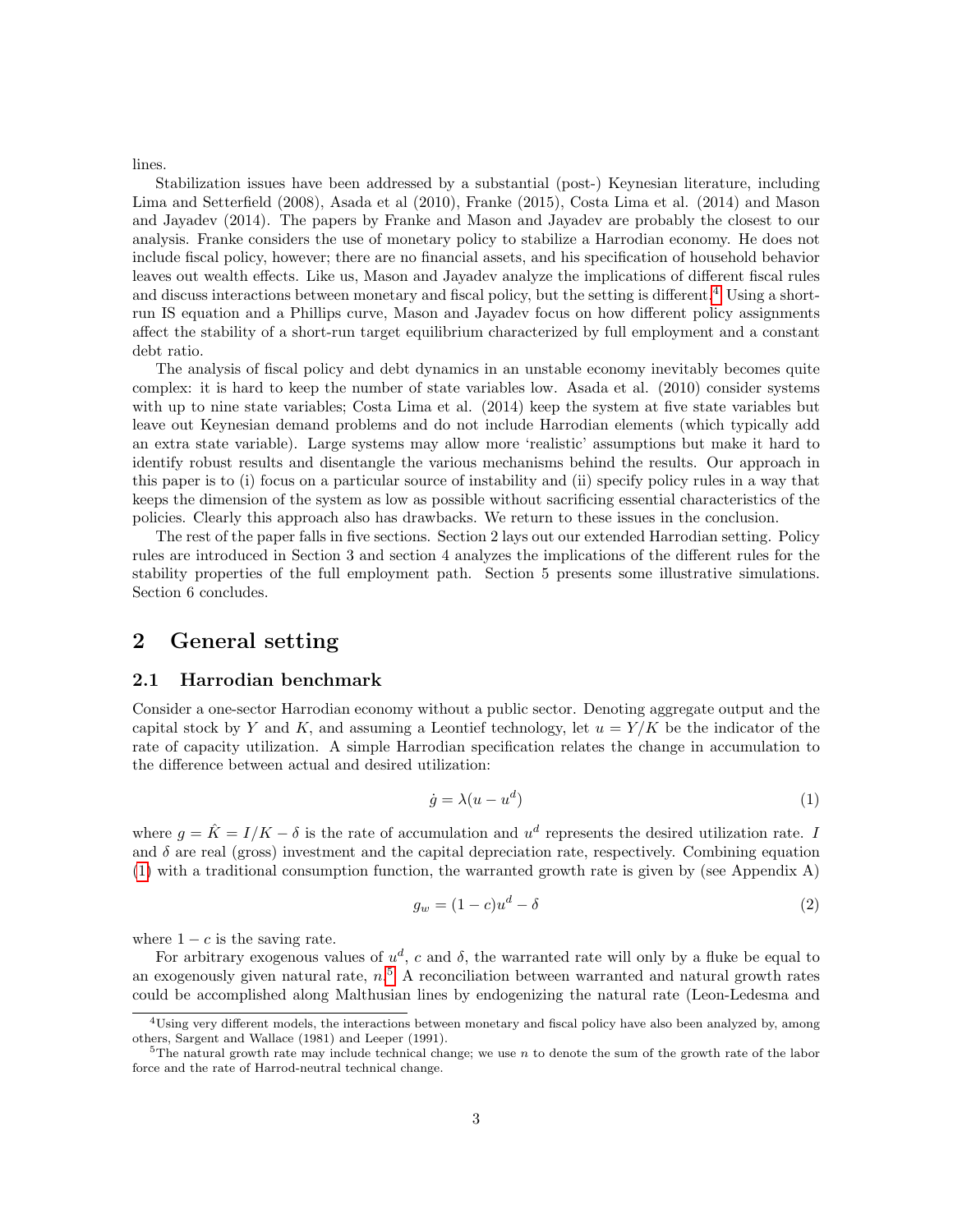lines.

Stabilization issues have been addressed by a substantial (post-) Keynesian literature, including Lima and Setterfield (2008), Asada et al (2010), Franke (2015), Costa Lima et al. (2014) and Mason and Jayadev (2014). The papers by Franke and Mason and Jayadev are probably the closest to our analysis. Franke considers the use of monetary policy to stabilize a Harrodian economy. He does not include fiscal policy, however; there are no financial assets, and his specification of household behavior leaves out wealth effects. Like us, Mason and Jayadev analyze the implications of different fiscal rules and discuss interactions between monetary and fiscal policy, but the setting is different.[4] Using a short-run IS equation and a Phillips curve, Mason and Jayadev focus on how different policy assignments affect the stability of a short-run target equilibrium characterized by full employment and a constant debt ratio.

The analysis of fiscal policy and debt dynamics in an unstable economy inevitably becomes quite complex: it is hard to keep the number of state variables low. Asada et al. (2010) consider systems with up to nine state variables; Costa Lima et al. (2014) keep the system at five state variables but leave out Keynesian demand problems and do not include Harrodian elements (which typically add an extra state variable). Large systems may allow more 'realistic' assumptions but make it hard to identify robust results and disentangle the various mechanisms behind the results. Our approach in this paper is to (i) focus on a particular source of instability and (ii) specify policy rules in a way that keeps the dimension of the system as low as possible without sacrificing essential characteristics of the policies. Clearly this approach also has drawbacks. We return to these issues in the conclusion.

The rest of the paper falls in five sections. Section 2 lays out our extended Harrodian setting. Policy rules are introduced in Section 3 and section 4 analyzes the implications of the different rules for the stability properties of the full employment path. Section 5 presents some illustrative simulations. Section 6 concludes.

# 2 General setting

## 2.1 Harrodian benchmark

Consider a one-sector Harrodian economy without a public sector. Denoting aggregate output and the capital stock by $Y$ and $K$, and assuming a Leontief technology, let $u = Y/K$ be the indicator of the rate of capacity utilization. A simple Harrodian specification relates the change in accumulation to the difference between actual and desired utilization:

$$\dot{g} = \lambda(u - u^d) \tag{1}$$

where $g = \hat{K} = I/K - \delta$ is the rate of accumulation and $u^d$ represents the desired utilization rate. $I$ and $\delta$ are real (gross) investment and the capital depreciation rate, respectively. Combining equation (1) with a traditional consumption function, the warranted growth rate is given by (see Appendix A)

$$g_w = (1 - c)u^d - \delta \tag{2}$$

where $1 - c$ is the saving rate.

For arbitrary exogenous values of $u^d$, $c$ and $\delta$, the warranted rate will only by a fluke be equal to an exogenously given natural rate, $n$.[5] A reconciliation between warranted and natural growth rates could be accomplished along Malthusian lines by endogenizing the natural rate (Leon-Ledesma and

[4] Using very different models, the interactions between monetary and fiscal policy have also been analyzed by, among others, Sargent and Wallace (1981) and Leeper (1991).

[5] The natural growth rate may include technical change; we use $n$ to denote the sum of the growth rate of the labor force and the rate of Harrod-neutral technical change.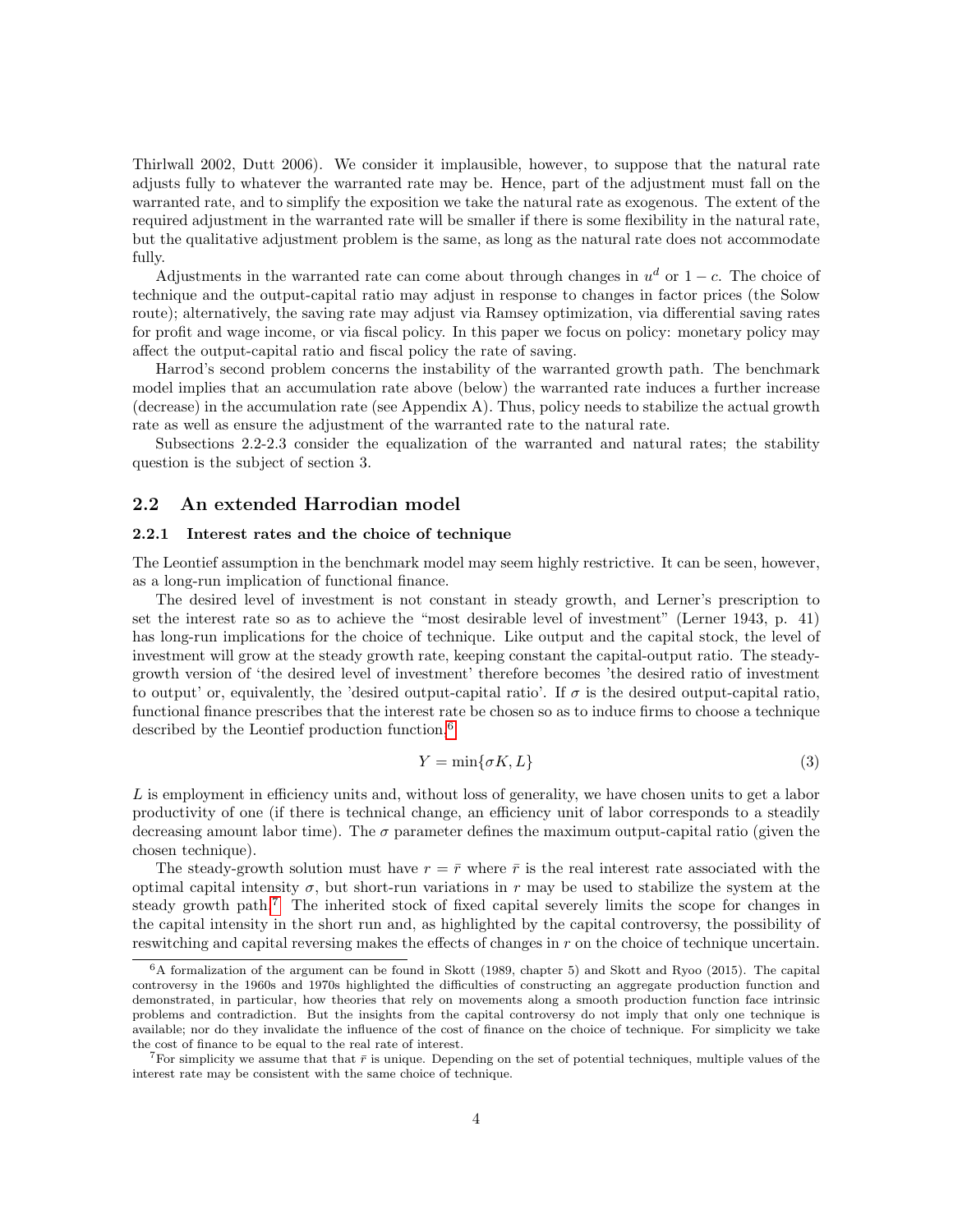Thirlwall 2002, Dutt 2006). We consider it implausible, however, to suppose that the natural rate adjusts fully to whatever the warranted rate may be. Hence, part of the adjustment must fall on the warranted rate, and to simplify the exposition we take the natural rate as exogenous. The extent of the required adjustment in the warranted rate will be smaller if there is some flexibility in the natural rate, but the qualitative adjustment problem is the same, as long as the natural rate does not accommodate fully.

Adjustments in the warranted rate can come about through changes in $u^d$ or $1 - c$. The choice of technique and the output-capital ratio may adjust in response to changes in factor prices (the Solow route); alternatively, the saving rate may adjust via Ramsey optimization, via differential saving rates for profit and wage income, or via fiscal policy. In this paper we focus on policy: monetary policy may affect the output-capital ratio and fiscal policy the rate of saving.

Harrod's second problem concerns the instability of the warranted growth path. The benchmark model implies that an accumulation rate above (below) the warranted rate induces a further increase (decrease) in the accumulation rate (see Appendix A). Thus, policy needs to stabilize the actual growth rate as well as ensure the adjustment of the warranted rate to the natural rate.

Subsections 2.2-2.3 consider the equalization of the warranted and natural rates; the stability question is the subject of section 3.

## 2.2 An extended Harrodian model

### 2.2.1 Interest rates and the choice of technique

The Leontief assumption in the benchmark model may seem highly restrictive. It can be seen, however, as a long-run implication of functional finance.

The desired level of investment is not constant in steady growth, and Lerner's prescription to set the interest rate so as to achieve the "most desirable level of investment" (Lerner 1943, p. 41) has long-run implications for the choice of technique. Like output and the capital stock, the level of investment will grow at the steady growth rate, keeping constant the capital-output ratio. The steady-growth version of 'the desired level of investment' therefore becomes 'the desired ratio of investment to output' or, equivalently, the 'desired output-capital ratio'. If $\sigma$ is the desired output-capital ratio, functional finance prescribes that the interest rate be chosen so as to induce firms to choose a technique described by the Leontief production function.[6]

$$Y = \min\{\sigma K, L\} \tag{3}$$

$L$ is employment in efficiency units and, without loss of generality, we have chosen units to get a labor productivity of one (if there is technical change, an efficiency unit of labor corresponds to a steadily decreasing amount labor time). The $\sigma$ parameter defines the maximum output-capital ratio (given the chosen technique).

The steady-growth solution must have $r = \bar{r}$ where $\bar{r}$ is the real interest rate associated with the optimal capital intensity $\sigma$, but short-run variations in $r$ may be used to stabilize the system at the steady growth path.[7] The inherited stock of fixed capital severely limits the scope for changes in the capital intensity in the short run and, as highlighted by the capital controversy, the possibility of reswitching and capital reversing makes the effects of changes in $r$ on the choice of technique uncertain.

[6] A formalization of the argument can be found in Skott (1989, chapter 5) and Skott and Ryoo (2015). The capital controversy in the 1960s and 1970s highlighted the difficulties of constructing an aggregate production function and demonstrated, in particular, how theories that rely on movements along a smooth production function face intrinsic problems and contradiction. But the insights from the capital controversy do not imply that only one technique is available; nor do they invalidate the influence of the cost of finance on the choice of technique. For simplicity we take the cost of finance to be equal to the real rate of interest.

[7] For simplicity we assume that that $\bar{r}$ is unique. Depending on the set of potential techniques, multiple values of the interest rate may be consistent with the same choice of technique.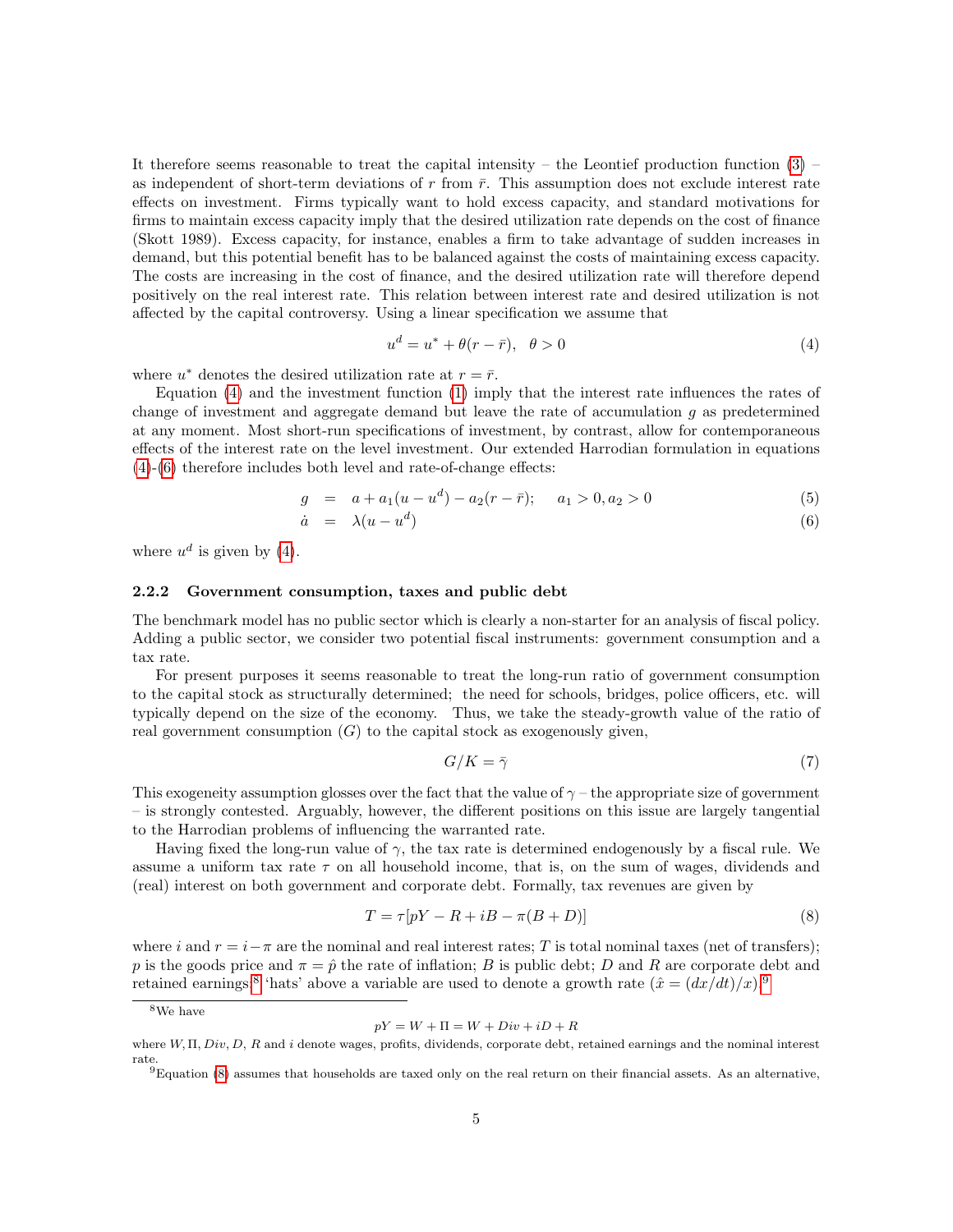It therefore seems reasonable to treat the capital intensity – the Leontief production function (3) – as independent of short-term deviations of $r$ from $\bar{r}$. This assumption does not exclude interest rate effects on investment. Firms typically want to hold excess capacity, and standard motivations for firms to maintain excess capacity imply that the desired utilization rate depends on the cost of finance (Skott 1989). Excess capacity, for instance, enables a firm to take advantage of sudden increases in demand, but this potential benefit has to be balanced against the costs of maintaining excess capacity. The costs are increasing in the cost of finance, and the desired utilization rate will therefore depend positively on the real interest rate. This relation between interest rate and desired utilization is not affected by the capital controversy. Using a linear specification we assume that

$$u^d = u^* + \theta(r - \bar{r}), \quad \theta > 0 \tag{4}$$

where $u^*$ denotes the desired utilization rate at $r = \bar{r}$.

Equation (4) and the investment function (1) imply that the interest rate influences the rates of change of investment and aggregate demand but leave the rate of accumulation $g$ as predetermined at any moment. Most short-run specifications of investment, by contrast, allow for contemporaneous effects of the interest rate on the level investment. Our extended Harrodian formulation in equations (4)-(6) therefore includes both level and rate-of-change effects:

$$g = a + a_1(u - u^d) - a_2(r - \bar{r}); \quad a_1 > 0, a_2 > 0 \tag{5}$$

$$\dot{a} = \lambda(u - u^d) \tag{6}$$

where $u^d$ is given by (4).

### 2.2.2 Government consumption, taxes and public debt

The benchmark model has no public sector which is clearly a non-starter for an analysis of fiscal policy. Adding a public sector, we consider two potential fiscal instruments: government consumption and a tax rate.

For present purposes it seems reasonable to treat the long-run ratio of government consumption to the capital stock as structurally determined; the need for schools, bridges, police officers, etc. will typically depend on the size of the economy. Thus, we take the steady-growth value of the ratio of real government consumption ($G$) to the capital stock as exogenously given,

$$G/K = \bar{\gamma} \tag{7}$$

This exogeneity assumption glosses over the fact that the value of $\gamma$ – the appropriate size of government – is strongly contested. Arguably, however, the different positions on this issue are largely tangential to the Harrodian problems of influencing the warranted rate.

Having fixed the long-run value of $\gamma$, the tax rate is determined endogenously by a fiscal rule. We assume a uniform tax rate $\tau$ on all household income, that is, on the sum of wages, dividends and (real) interest on both government and corporate debt. Formally, tax revenues are given by

$$T = \tau[pY - R + iB - \pi(B + D)] \tag{8}$$

where $i$ and $r = i - \pi$ are the nominal and real interest rates; $T$ is total nominal taxes (net of transfers); $p$ is the goods price and $\pi = \hat{p}$ the rate of inflation; $B$ is public debt; $D$ and $R$ are corporate debt and retained earnings;[8] 'hats' above a variable are used to denote a growth rate ($\hat{x} = (dx/dt)/x$).[9]

---

[8] We have

$$pY = W + \Pi = W + Div + iD + R$$

where $W, \Pi, Div, D, R$ and $i$ denote wages, profits, dividends, corporate debt, retained earnings and the nominal interest rate.

[9] Equation (8) assumes that households are taxed only on the real return on their financial assets. As an alternative,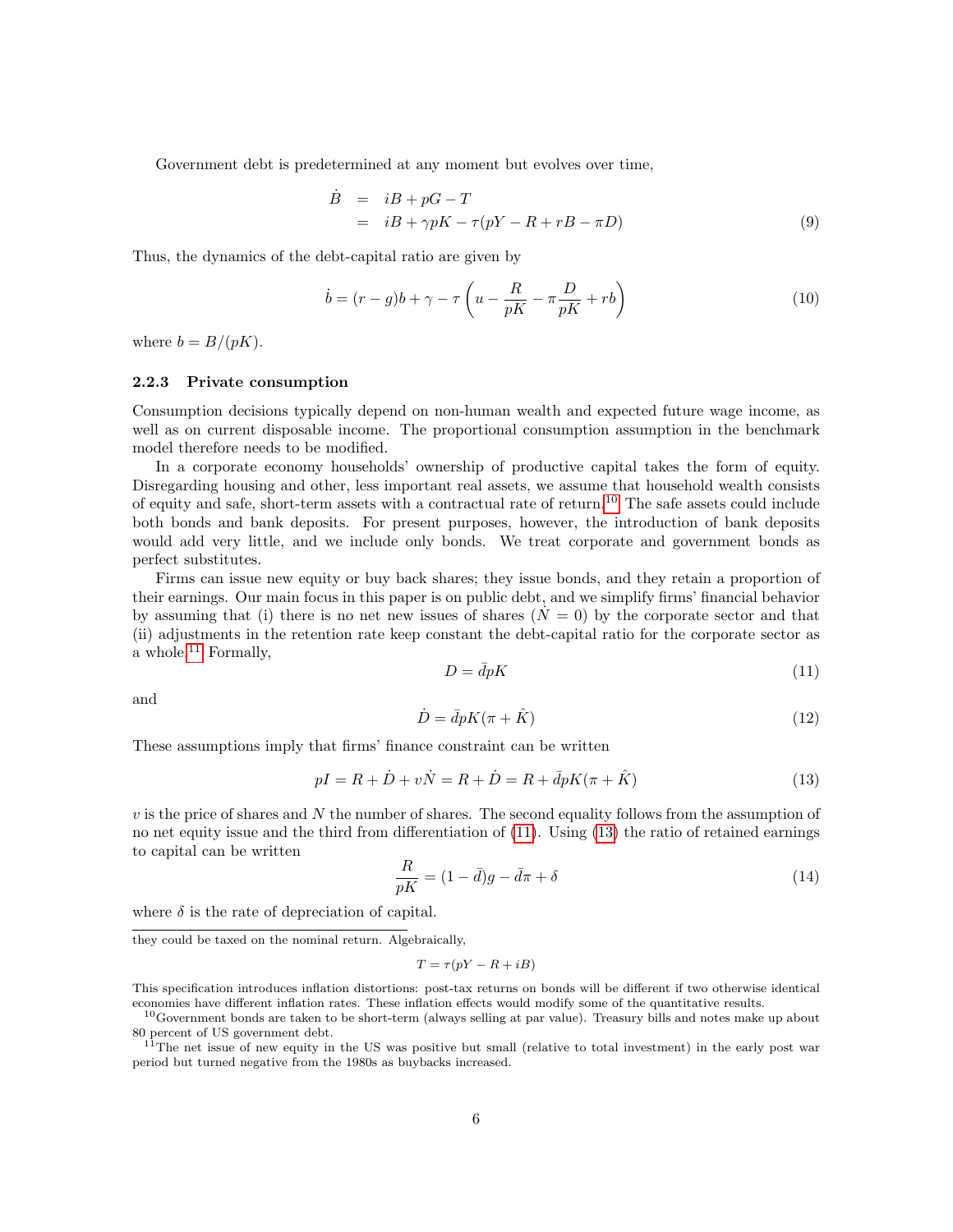Government debt is predetermined at any moment but evolves over time,

$$
\begin{aligned}
\dot{B} &= iB + pG - T \\
&= iB + \gamma pK - \tau(pY - R + rB - \pi D)
\end{aligned}
\tag{9}
$$

Thus, the dynamics of the debt-capital ratio are given by

$$
\dot{b} = (r - g)b + \gamma - \tau\left(u - \frac{R}{pK} - \pi\frac{D}{pK} + rb\right) \tag{10}
$$

where $b = B/(pK)$.

### 2.2.3 Private consumption

Consumption decisions typically depend on non-human wealth and expected future wage income, as well as on current disposable income. The proportional consumption assumption in the benchmark model therefore needs to be modified.

In a corporate economy households' ownership of productive capital takes the form of equity. Disregarding housing and other, less important real assets, we assume that household wealth consists of equity and safe, short-term assets with a contractual rate of return.[10] The safe assets could include both bonds and bank deposits. For present purposes, however, the introduction of bank deposits would add very little, and we include only bonds. We treat corporate and government bonds as perfect substitutes.

Firms can issue new equity or buy back shares; they issue bonds, and they retain a proportion of their earnings. Our main focus in this paper is on public debt, and we simplify firms' financial behavior by assuming that (i) there is no net new issues of shares ($\dot{N} = 0$) by the corporate sector and that (ii) adjustments in the retention rate keep constant the debt-capital ratio for the corporate sector as a whole.[11] Formally,

$$
D = \bar{d}pK \tag{11}
$$

and

$$
\dot{D} = \bar{d}pK(\pi + \hat{K}) \tag{12}
$$

These assumptions imply that firms' finance constraint can be written

$$
pI = R + \dot{D} + v\dot{N} = R + \dot{D} = R + \bar{d}pK(\pi + \hat{K}) \tag{13}
$$

$v$ is the price of shares and $N$ the number of shares. The second equality follows from the assumption of no net equity issue and the third from differentiation of (11). Using (13) the ratio of retained earnings to capital can be written

$$
\frac{R}{pK} = (1 - \bar{d})g - \bar{d}\pi + \delta \tag{14}
$$

where $\delta$ is the rate of depreciation of capital.

---

they could be taxed on the nominal return. Algebraically,

$$
T = \tau(pY - R + iB)
$$

This specification introduces inflation distortions: post-tax returns on bonds will be different if two otherwise identical economies have different inflation rates. These inflation effects would modify some of the quantitative results.

[10] Government bonds are taken to be short-term (always selling at par value). Treasury bills and notes make up about 80 percent of US government debt.

[11] The net issue of new equity in the US was positive but small (relative to total investment) in the early post war period but turned negative from the 1980s as buybacks increased.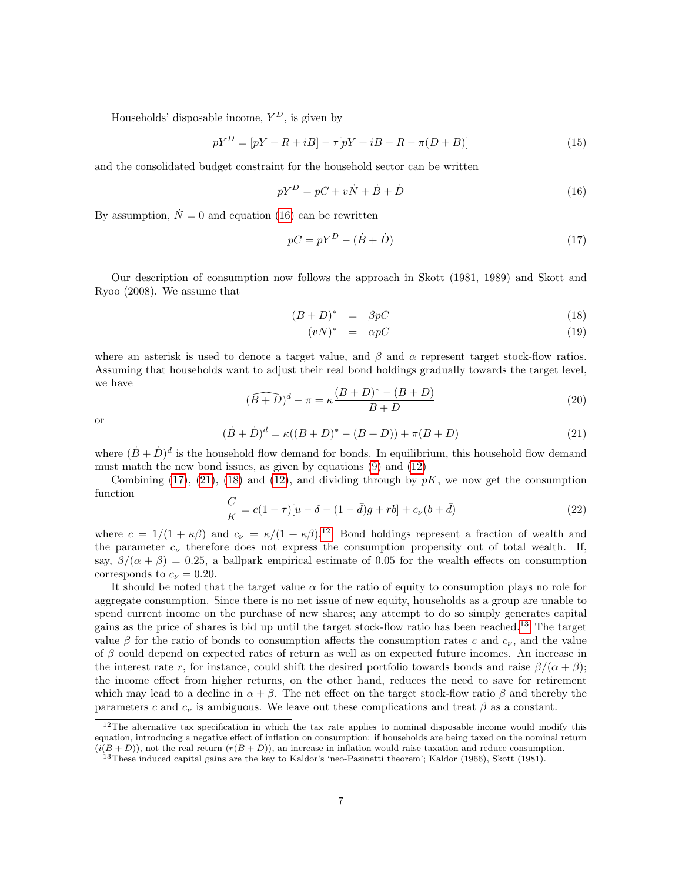Households' disposable income, $Y^D$, is given by

$$pY^D = [pY - R + iB] - \tau[pY + iB - R - \pi(D + B)] \tag{15}$$

and the consolidated budget constraint for the household sector can be written

$$pY^D = pC + v\dot{N} + \dot{B} + \dot{D} \tag{16}$$

By assumption, $\dot{N} = 0$ and equation (16) can be rewritten

$$pC = pY^D - (\dot{B} + \dot{D}) \tag{17}$$

Our description of consumption now follows the approach in Skott (1981, 1989) and Skott and Ryoo (2008). We assume that

$$(B + D)^* = \beta pC \tag{18}$$

$$(vN)^* = \alpha pC \tag{19}$$

where an asterisk is used to denote a target value, and $\beta$ and $\alpha$ represent target stock-flow ratios. Assuming that households want to adjust their real bond holdings gradually towards the target level, we have

$$(\widehat{B+D})^d - \pi = \kappa \frac{(B + D)^* - (B + D)}{B + D} \tag{20}$$

or

$$(\dot{B} + \dot{D})^d = \kappa((B + D)^* - (B + D)) + \pi(B + D) \tag{21}$$

where $(\dot{B} + \dot{D})^d$ is the household flow demand for bonds. In equilibrium, this household flow demand must match the new bond issues, as given by equations (9) and (12)

Combining (17), (21), (18) and (12), and dividing through by $pK$, we now get the consumption function

$$\frac{C}{K} = c(1 - \tau)[u - \delta - (1 - \bar{d})g + rb] + c_\nu(b + \bar{d}) \tag{22}$$

where $c = 1/(1 + \kappa\beta)$ and $c_\nu = \kappa/(1 + \kappa\beta)$.[12] Bond holdings represent a fraction of wealth and the parameter $c_\nu$ therefore does not express the consumption propensity out of total wealth. If, say, $\beta/(\alpha + \beta) = 0.25$, a ballpark empirical estimate of 0.05 for the wealth effects on consumption corresponds to $c_\nu = 0.20$.

It should be noted that the target value $\alpha$ for the ratio of equity to consumption plays no role for aggregate consumption. Since there is no net issue of new equity, households as a group are unable to spend current income on the purchase of new shares; any attempt to do so simply generates capital gains as the price of shares is bid up until the target stock-flow ratio has been reached.[13] The target value $\beta$ for the ratio of bonds to consumption affects the consumption rates $c$ and $c_\nu$, and the value of $\beta$ could depend on expected rates of return as well as on expected future incomes. An increase in the interest rate $r$, for instance, could shift the desired portfolio towards bonds and raise $\beta/(\alpha + \beta)$; the income effect from higher returns, on the other hand, reduces the need to save for retirement which may lead to a decline in $\alpha + \beta$. The net effect on the target stock-flow ratio $\beta$ and thereby the parameters $c$ and $c_\nu$ is ambiguous. We leave out these complications and treat $\beta$ as a constant.

[12] The alternative tax specification in which the tax rate applies to nominal disposable income would modify this equation, introducing a negative effect of inflation on consumption: if households are being taxed on the nominal return ($i(B + D)$), not the real return ($r(B + D)$), an increase in inflation would raise taxation and reduce consumption.

[13] These induced capital gains are the key to Kaldor's 'neo-Pasinetti theorem'; Kaldor (1966), Skott (1981).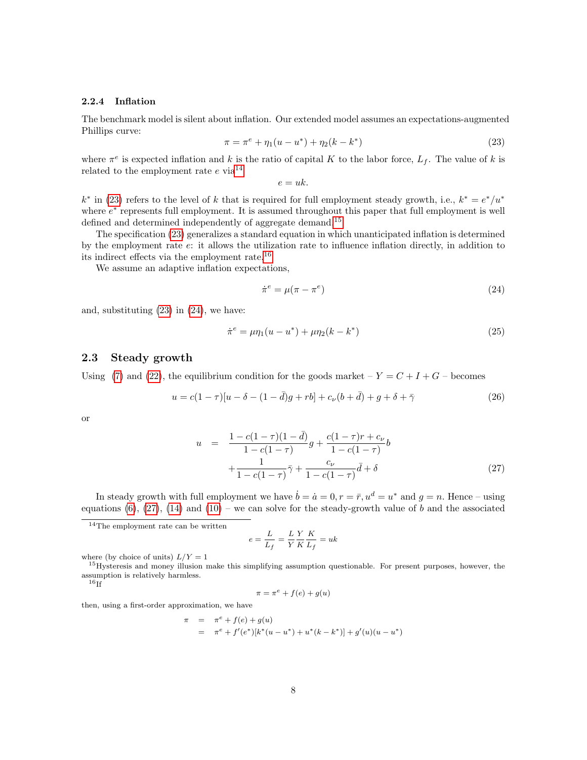### 2.2.4 Inflation

The benchmark model is silent about inflation. Our extended model assumes an expectations-augmented Phillips curve:

$$\pi = \pi^e + \eta_1(u - u^*) + \eta_2(k - k^*) \tag{23}$$

where $\pi^e$ is expected inflation and $k$ is the ratio of capital $K$ to the labor force, $L_f$. The value of $k$ is related to the employment rate $e$ via[14]

$$e = uk.$$

$k^*$ in (23) refers to the level of $k$ that is required for full employment steady growth, i.e., $k^* = e^*/u^*$ where $e^*$ represents full employment. It is assumed throughout this paper that full employment is well defined and determined independently of aggregate demand.[15]

The specification (23) generalizes a standard equation in which unanticipated inflation is determined by the employment rate $e$: it allows the utilization rate to influence inflation directly, in addition to its indirect effects via the employment rate.[16]

We assume an adaptive inflation expectations,

$$\dot{\pi}^e = \mu(\pi - \pi^e) \tag{24}$$

and, substituting (23) in (24), we have:

$$\dot{\pi}^e = \mu\eta_1(u - u^*) + \mu\eta_2(k - k^*) \tag{25}$$

## 2.3 Steady growth

Using (7) and (22), the equilibrium condition for the goods market – $Y = C + I + G$ – becomes

$$u = c(1-\tau)[u - \delta - (1-\bar{d})g + rb] + c_\nu(b + \bar{d}) + g + \delta + \bar{\gamma} \tag{26}$$

or

$$\begin{aligned} u \quad = \quad & \frac{1 - c(1-\tau)(1-\bar{d})}{1 - c(1-\tau)} g + \frac{c(1-\tau)r + c_\nu}{1 - c(1-\tau)} b \\ & + \frac{1}{1 - c(1-\tau)} \bar{\gamma} + \frac{c_\nu}{1 - c(1-\tau)} \bar{d} + \delta \end{aligned} \tag{27}$$

In steady growth with full employment we have $\dot{b} = \dot{a} = 0, r = \bar{r}, u^d = u^*$ and $g = n$. Hence – using equations (6), (27), (14) and (10) – we can solve for the steady-growth value of $b$ and the associated

---

[14] The employment rate can be written

$$e = \frac{L}{L_f} = \frac{L}{Y}\frac{Y}{K}\frac{K}{L_f} = uk$$

where (by choice of units) $L/Y = 1$

[15] Hysteresis and money illusion make this simplifying assumption questionable. For present purposes, however, the assumption is relatively harmless.

[16] If

$$\pi = \pi^e + f(e) + g(u)$$

then, using a first-order approximation, we have

$$\begin{aligned} \pi &= \pi^e + f(e) + g(u) \\ &= \pi^e + f'(e^*)[k^*(u - u^*) + u^*(k - k^*)] + g'(u)(u - u^*) \end{aligned}$$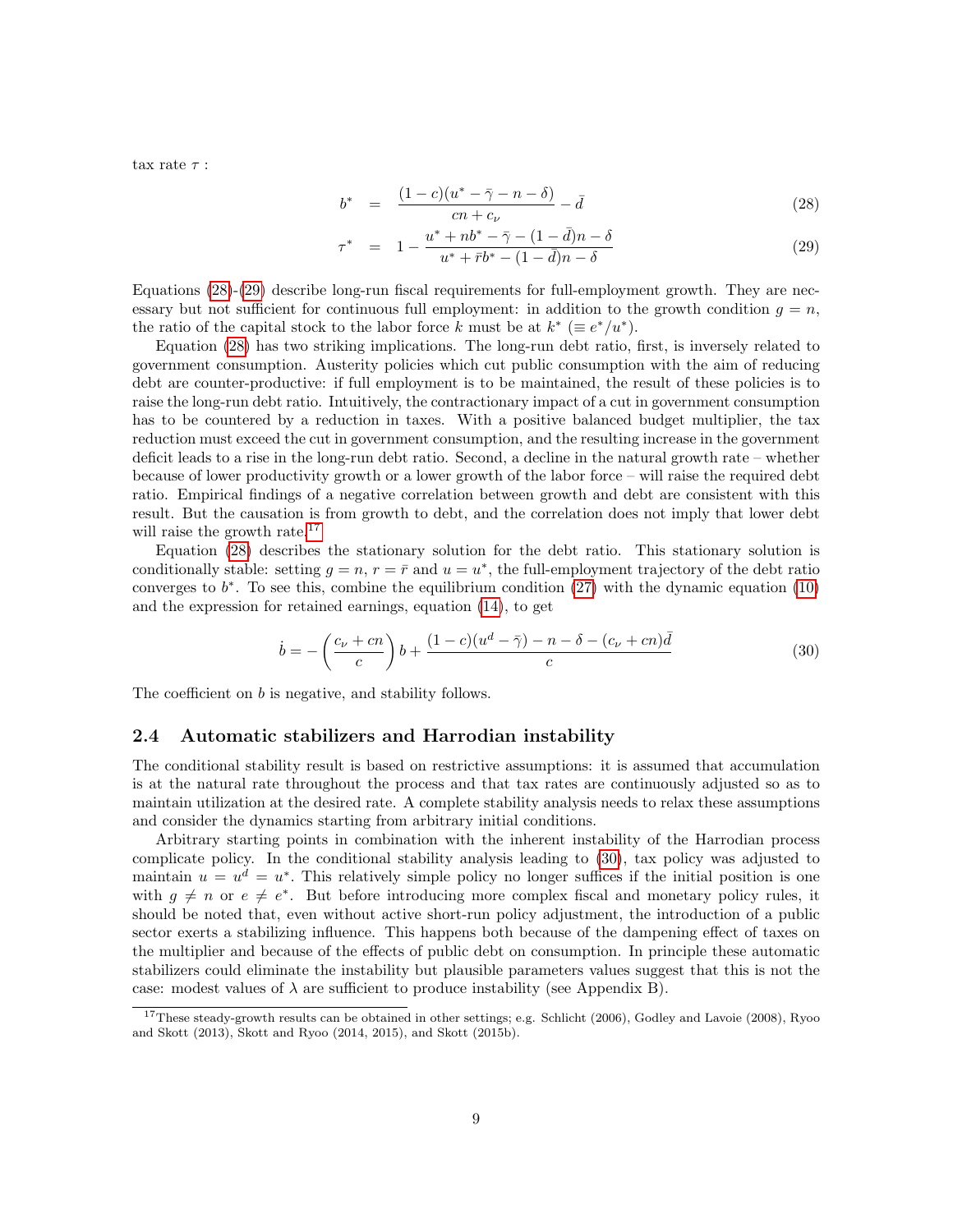tax rate $\tau$ :

$$b^* = \frac{(1-c)(u^* - \bar{\gamma} - n - \delta)}{cn + c_\nu} - \bar{d} \tag{28}$$

$$\tau^* = 1 - \frac{u^* + nb^* - \bar{\gamma} - (1-\bar{d})n - \delta}{u^* + \bar{r}b^* - (1-\bar{d})n - \delta} \tag{29}$$

Equations (28)-(29) describe long-run fiscal requirements for full-employment growth. They are necessary but not sufficient for continuous full employment: in addition to the growth condition $g = n$, the ratio of the capital stock to the labor force $k$ must be at $k^*$ ($\equiv e^*/u^*$).

Equation (28) has two striking implications. The long-run debt ratio, first, is inversely related to government consumption. Austerity policies which cut public consumption with the aim of reducing debt are counter-productive: if full employment is to be maintained, the result of these policies is to raise the long-run debt ratio. Intuitively, the contractionary impact of a cut in government consumption has to be countered by a reduction in taxes. With a positive balanced budget multiplier, the tax reduction must exceed the cut in government consumption, and the resulting increase in the government deficit leads to a rise in the long-run debt ratio. Second, a decline in the natural growth rate – whether because of lower productivity growth or a lower growth of the labor force – will raise the required debt ratio. Empirical findings of a negative correlation between growth and debt are consistent with this result. But the causation is from growth to debt, and the correlation does not imply that lower debt will raise the growth rate.[17]

Equation (28) describes the stationary solution for the debt ratio. This stationary solution is conditionally stable: setting $g = n$, $r = \bar{r}$ and $u = u^*$, the full-employment trajectory of the debt ratio converges to $b^*$. To see this, combine the equilibrium condition (27) with the dynamic equation (10) and the expression for retained earnings, equation (14), to get

$$\dot{b} = -\left(\frac{c_\nu + cn}{c}\right)b + \frac{(1-c)(u^d - \bar{\gamma}) - n - \delta - (c_\nu + cn)\bar{d}}{c} \tag{30}$$

The coefficient on $b$ is negative, and stability follows.

## 2.4 Automatic stabilizers and Harrodian instability

The conditional stability result is based on restrictive assumptions: it is assumed that accumulation is at the natural rate throughout the process and that tax rates are continuously adjusted so as to maintain utilization at the desired rate. A complete stability analysis needs to relax these assumptions and consider the dynamics starting from arbitrary initial conditions.

Arbitrary starting points in combination with the inherent instability of the Harrodian process complicate policy. In the conditional stability analysis leading to (30), tax policy was adjusted to maintain $u = u^d = u^*$. This relatively simple policy no longer suffices if the initial position is one with $g \neq n$ or $e \neq e^*$. But before introducing more complex fiscal and monetary policy rules, it should be noted that, even without active short-run policy adjustment, the introduction of a public sector exerts a stabilizing influence. This happens both because of the dampening effect of taxes on the multiplier and because of the effects of public debt on consumption. In principle these automatic stabilizers could eliminate the instability but plausible parameters values suggest that this is not the case: modest values of $\lambda$ are sufficient to produce instability (see Appendix B).

[17] These steady-growth results can be obtained in other settings; e.g. Schlicht (2006), Godley and Lavoie (2008), Ryoo and Skott (2013), Skott and Ryoo (2014, 2015), and Skott (2015b).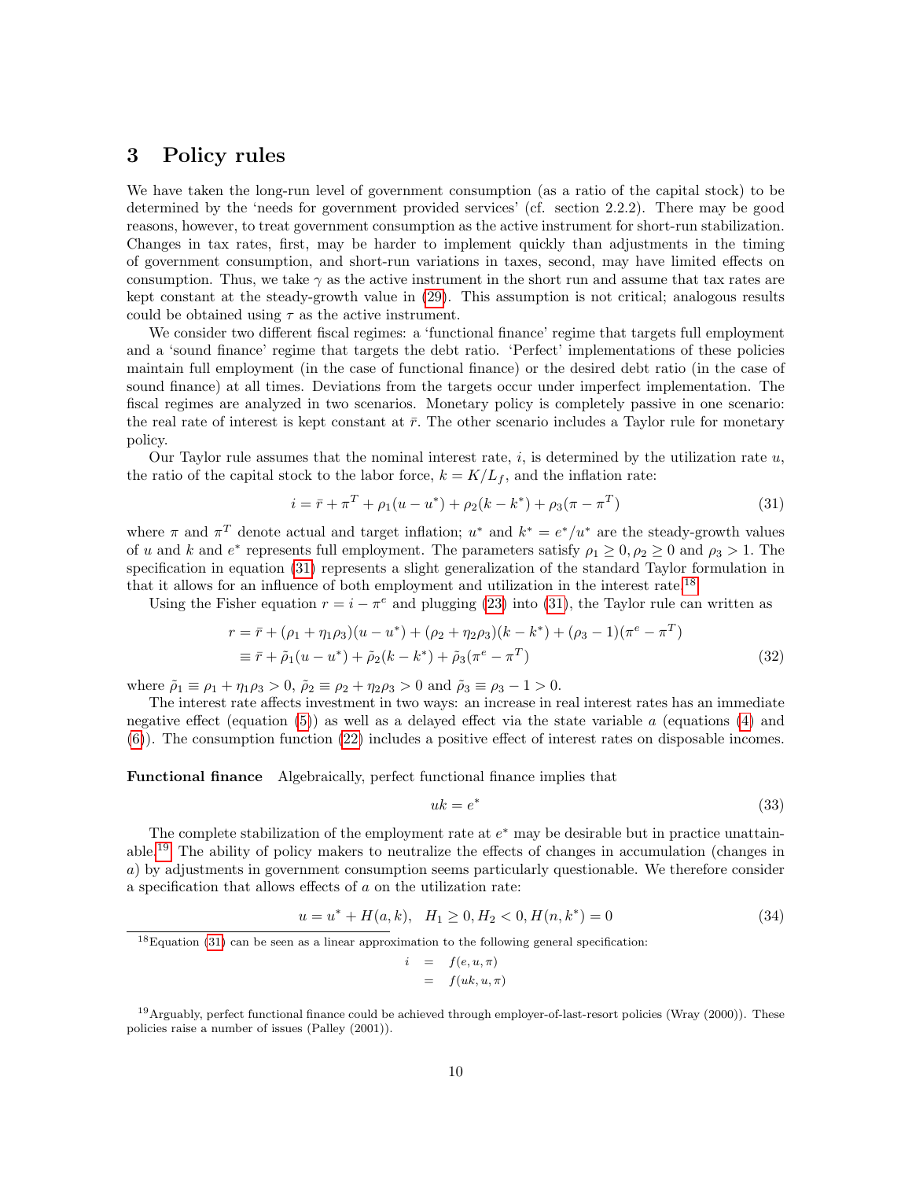## 3 Policy rules

We have taken the long-run level of government consumption (as a ratio of the capital stock) to be determined by the 'needs for government provided services' (cf. section 2.2.2). There may be good reasons, however, to treat government consumption as the active instrument for short-run stabilization. Changes in tax rates, first, may be harder to implement quickly than adjustments in the timing of government consumption, and short-run variations in taxes, second, may have limited effects on consumption. Thus, we take $\gamma$ as the active instrument in the short run and assume that tax rates are kept constant at the steady-growth value in (29). This assumption is not critical; analogous results could be obtained using $\tau$ as the active instrument.

We consider two different fiscal regimes: a 'functional finance' regime that targets full employment and a 'sound finance' regime that targets the debt ratio. 'Perfect' implementations of these policies maintain full employment (in the case of functional finance) or the desired debt ratio (in the case of sound finance) at all times. Deviations from the targets occur under imperfect implementation. The fiscal regimes are analyzed in two scenarios. Monetary policy is completely passive in one scenario: the real rate of interest is kept constant at $\bar{r}$. The other scenario includes a Taylor rule for monetary policy.

Our Taylor rule assumes that the nominal interest rate, $i$, is determined by the utilization rate $u$, the ratio of the capital stock to the labor force, $k = K/L_f$, and the inflation rate:

$$i = \bar{r} + \pi^T + \rho_1(u - u^*) + \rho_2(k - k^*) + \rho_3(\pi - \pi^T) \tag{31}$$

where $\pi$ and $\pi^T$ denote actual and target inflation; $u^*$ and $k^* = e^*/u^*$ are the steady-growth values of $u$ and $k$ and $e^*$ represents full employment. The parameters satisfy $\rho_1 \geq 0, \rho_2 \geq 0$ and $\rho_3 > 1$. The specification in equation (31) represents a slight generalization of the standard Taylor formulation in that it allows for an influence of both employment and utilization in the interest rate.[18]

Using the Fisher equation $r = i - \pi^e$ and plugging (23) into (31), the Taylor rule can written as

$$\begin{aligned} r &= \bar{r} + (\rho_1 + \eta_1\rho_3)(u - u^*) + (\rho_2 + \eta_2\rho_3)(k - k^*) + (\rho_3 - 1)(\pi^e - \pi^T) \\ &\equiv \bar{r} + \tilde{\rho}_1(u - u^*) + \tilde{\rho}_2(k - k^*) + \tilde{\rho}_3(\pi^e - \pi^T) \end{aligned} \tag{32}$$

where $\tilde{\rho}_1 \equiv \rho_1 + \eta_1\rho_3 > 0$, $\tilde{\rho}_2 \equiv \rho_2 + \eta_2\rho_3 > 0$ and $\tilde{\rho}_3 \equiv \rho_3 - 1 > 0$.

The interest rate affects investment in two ways: an increase in real interest rates has an immediate negative effect (equation (5)) as well as a delayed effect via the state variable $a$ (equations (4) and (6)). The consumption function (22) includes a positive effect of interest rates on disposable incomes.

**Functional finance** Algebraically, perfect functional finance implies that

$$uk = e^* \tag{33}$$

The complete stabilization of the employment rate at $e^*$ may be desirable but in practice unattainable.[19] The ability of policy makers to neutralize the effects of changes in accumulation (changes in $a$) by adjustments in government consumption seems particularly questionable. We therefore consider a specification that allows effects of $a$ on the utilization rate:

$$u = u^* + H(a, k), \quad H_1 \geq 0, H_2 < 0, H(n, k^*) = 0 \tag{34}$$

[18] Equation (31) can be seen as a linear approximation to the following general specification:

$$\begin{aligned} i &= f(e, u, \pi) \\ &= f(uk, u, \pi) \end{aligned}$$

[19] Arguably, perfect functional finance could be achieved through employer-of-last-resort policies (Wray (2000)). These policies raise a number of issues (Palley (2001)).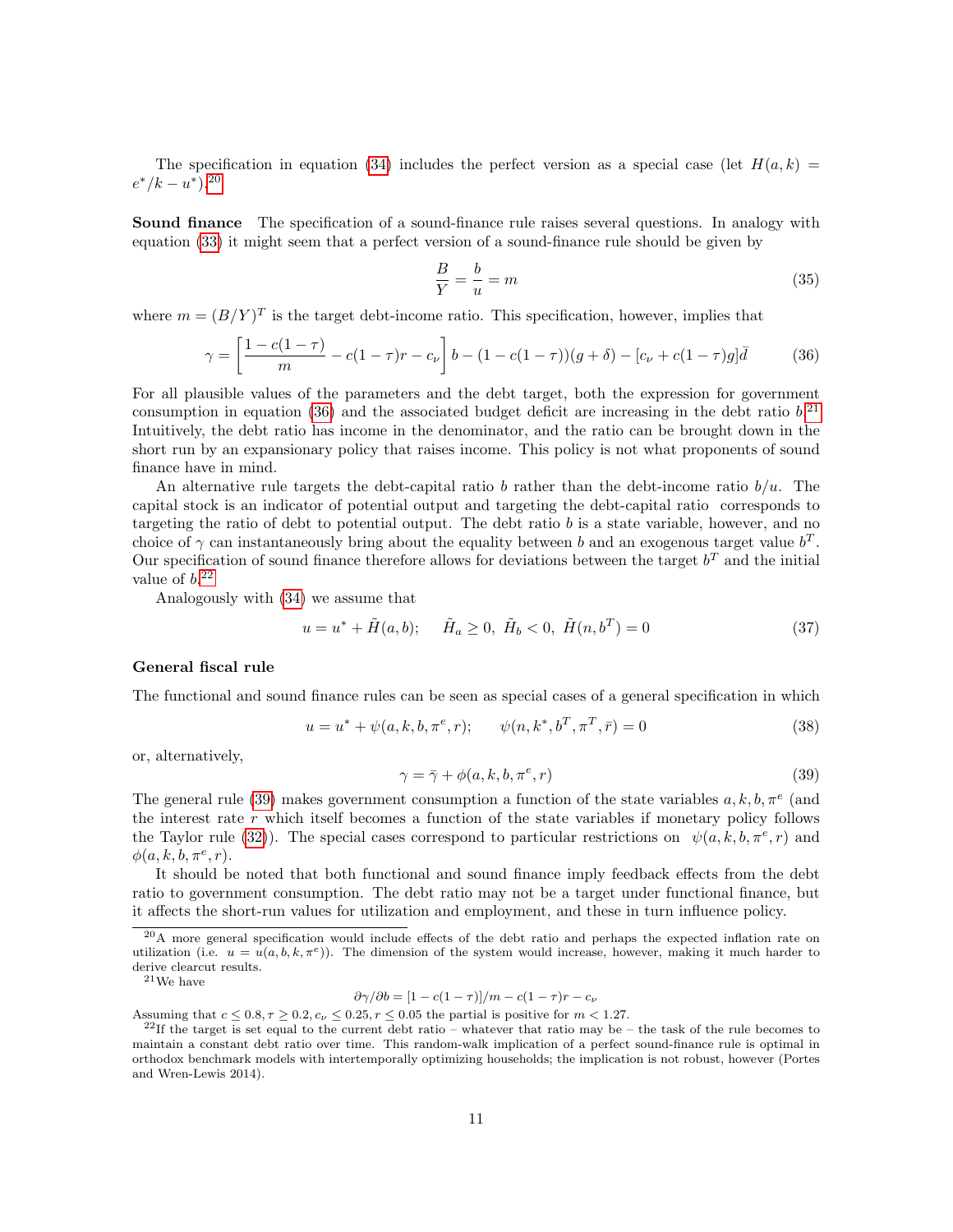The specification in equation (34) includes the perfect version as a special case (let $H(a,k) = e^*/k - u^*$).[20]

**Sound finance** The specification of a sound-finance rule raises several questions. In analogy with equation (33) it might seem that a perfect version of a sound-finance rule should be given by

$$\frac{B}{Y} = \frac{b}{u} = m \tag{35}$$

where $m = (B/Y)^T$ is the target debt-income ratio. This specification, however, implies that

$$\gamma = \left[\frac{1 - c(1-\tau)}{m} - c(1-\tau)r - c_\nu\right] b - (1 - c(1-\tau))(g + \delta) - [c_\nu + c(1-\tau)g]\bar{d} \tag{36}$$

For all plausible values of the parameters and the debt target, both the expression for government consumption in equation (36) and the associated budget deficit are increasing in the debt ratio $b$.[21] Intuitively, the debt ratio has income in the denominator, and the ratio can be brought down in the short run by an expansionary policy that raises income. This policy is not what proponents of sound finance have in mind.

An alternative rule targets the debt-capital ratio $b$ rather than the debt-income ratio $b/u$. The capital stock is an indicator of potential output and targeting the debt-capital ratio corresponds to targeting the ratio of debt to potential output. The debt ratio $b$ is a state variable, however, and no choice of $\gamma$ can instantaneously bring about the equality between $b$ and an exogenous target value $b^T$. Our specification of sound finance therefore allows for deviations between the target $b^T$ and the initial value of $b$.[22]

Analogously with (34) we assume that

$$u = u^* + \tilde{H}(a,b); \quad \tilde{H}_a \geq 0,\ \tilde{H}_b < 0,\ \tilde{H}(n, b^T) = 0 \tag{37}$$

**General fiscal rule**

The functional and sound finance rules can be seen as special cases of a general specification in which

$$u = u^* + \psi(a, k, b, \pi^e, r); \qquad \psi(n, k^*, b^T, \pi^T, \bar{r}) = 0 \tag{38}$$

or, alternatively,

$$\gamma = \bar{\gamma} + \phi(a, k, b, \pi^e, r) \tag{39}$$

The general rule (39) makes government consumption a function of the state variables $a, k, b, \pi^e$ (and the interest rate $r$ which itself becomes a function of the state variables if monetary policy follows the Taylor rule (32)). The special cases correspond to particular restrictions on $\psi(a, k, b, \pi^e, r)$ and $\phi(a, k, b, \pi^e, r)$.

It should be noted that both functional and sound finance imply feedback effects from the debt ratio to government consumption. The debt ratio may not be a target under functional finance, but it affects the short-run values for utilization and employment, and these in turn influence policy.

---

[20] A more general specification would include effects of the debt ratio and perhaps the expected inflation rate on utilization (i.e. $u = u(a, b, k, \pi^e)$). The dimension of the system would increase, however, making it much harder to derive clearcut results.

[21] We have

$$\partial\gamma/\partial b = [1 - c(1-\tau)]/m - c(1-\tau)r - c_\nu$$

Assuming that $c \leq 0.8, \tau \geq 0.2, c_\nu \leq 0.25, r \leq 0.05$ the partial is positive for $m < 1.27$.

[22] If the target is set equal to the current debt ratio – whatever that ratio may be – the task of the rule becomes to maintain a constant debt ratio over time. This random-walk implication of a perfect sound-finance rule is optimal in orthodox benchmark models with intertemporally optimizing households; the implication is not robust, however (Portes and Wren-Lewis 2014).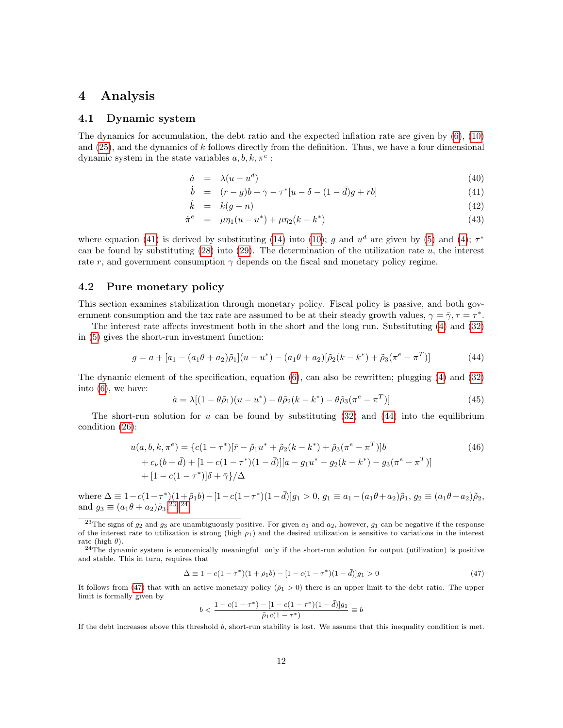# 4 Analysis

## 4.1 Dynamic system

The dynamics for accumulation, the debt ratio and the expected inflation rate are given by (6), (10) and (25), and the dynamics of $k$ follows directly from the definition. Thus, we have a four dimensional dynamic system in the state variables $a, b, k, \pi^e$ :

$$\dot{a} = \lambda(u - u^d) \tag{40}$$

$$\dot{b} = (r - g)b + \gamma - \tau^*[u - \delta - (1 - \bar{d})g + rb] \tag{41}$$

$$\dot{k} = k(g - n) \tag{42}$$

$$\dot{\pi}^e = \mu\eta_1(u - u^*) + \mu\eta_2(k - k^*) \tag{43}$$

where equation (41) is derived by substituting (14) into (10); $g$ and $u^d$ are given by (5) and (4); $\tau^*$ can be found by substituting (28) into (29). The determination of the utilization rate $u$, the interest rate $r$, and government consumption $\gamma$ depends on the fiscal and monetary policy regime.

## 4.2 Pure monetary policy

This section examines stabilization through monetary policy. Fiscal policy is passive, and both government consumption and the tax rate are assumed to be at their steady growth values, $\gamma = \bar{\gamma}, \tau = \tau^*$.

The interest rate affects investment both in the short and the long run. Substituting (4) and (32) in (5) gives the short-run investment function:

$$g = a + [a_1 - (a_1\theta + a_2)\tilde{\rho}_1](u - u^*) - (a_1\theta + a_2)[\tilde{\rho}_2(k - k^*) + \tilde{\rho}_3(\pi^e - \pi^T)] \tag{44}$$

The dynamic element of the specification, equation (6), can also be rewritten; plugging (4) and (32) into (6), we have:

$$\dot{a} = \lambda[(1 - \theta\tilde{\rho}_1)(u - u^*) - \theta\tilde{\rho}_2(k - k^*) - \theta\tilde{\rho}_3(\pi^e - \pi^T)] \tag{45}$$

The short-run solution for $u$ can be found by substituting (32) and (44) into the equilibrium condition (26):

$$\begin{aligned} u(a, b, k, \pi^e) = \{&c(1 - \tau^*)[\bar{r} - \tilde{\rho}_1 u^* + \tilde{\rho}_2(k - k^*) + \tilde{\rho}_3(\pi^e - \pi^T)]b \\ &+ c_\nu(b + \bar{d}) + [1 - c(1 - \tau^*)(1 - \bar{d})][a - g_1 u^* - g_2(k - k^*) - g_3(\pi^e - \pi^T)] \\ &+ [1 - c(1 - \tau^*)]\delta + \bar{\gamma}\}/\Delta \end{aligned} \tag{46}$$

where $\Delta \equiv 1 - c(1 - \tau^*)(1 + \tilde{\rho}_1 b) - [1 - c(1 - \tau^*)(1 - \bar{d})]g_1 > 0$, $g_1 \equiv a_1 - (a_1\theta + a_2)\tilde{\rho}_1$, $g_2 \equiv (a_1\theta + a_2)\tilde{\rho}_2$, and $g_3 \equiv (a_1\theta + a_2)\tilde{\rho}_3$.[23] [24]

---

[23] The signs of $g_2$ and $g_3$ are unambiguously positive. For given $a_1$ and $a_2$, however, $g_1$ can be negative if the response of the interest rate to utilization is strong (high $\rho_1$) and the desired utilization is sensitive to variations in the interest rate (high $\theta$).

[24] The dynamic system is economically meaningful only if the short-run solution for output (utilization) is positive and stable. This in turn, requires that

$$\Delta \equiv 1 - c(1 - \tau^*)(1 + \tilde{\rho}_1 b) - [1 - c(1 - \tau^*)(1 - \bar{d})]g_1 > 0 \tag{47}$$

It follows from (47) that with an active monetary policy ($\tilde{\rho}_1 > 0$) there is an upper limit to the debt ratio. The upper limit is formally given by

$$b < \frac{1 - c(1 - \tau^*) - [1 - c(1 - \tau^*)(1 - \bar{d})]g_1}{\tilde{\rho}_1 c(1 - \tau^*)} \equiv \bar{b}$$

If the debt increases above this threshold $\bar{b}$, short-run stability is lost. We assume that this inequality condition is met.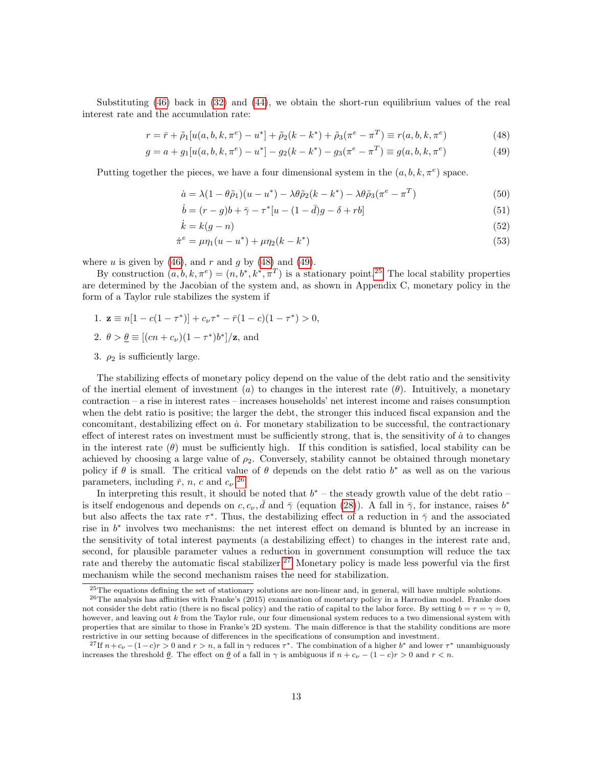Substituting (46) back in (32) and (44), we obtain the short-run equilibrium values of the real interest rate and the accumulation rate:

$$r = \bar{r} + \tilde{\rho}_1[u(a, b, k, \pi^e) - u^*] + \tilde{\rho}_2(k - k^*) + \tilde{\rho}_3(\pi^e - \pi^T) \equiv r(a, b, k, \pi^e) \tag{48}$$

$$g = a + g_1[u(a, b, k, \pi^e) - u^*] - g_2(k - k^*) - g_3(\pi^e - \pi^T) \equiv g(a, b, k, \pi^e) \tag{49}$$

Putting together the pieces, we have a four dimensional system in the $(a, b, k, \pi^e)$ space.

$$\dot{a} = \lambda(1 - \theta\tilde{\rho}_1)(u - u^*) - \lambda\theta\tilde{\rho}_2(k - k^*) - \lambda\theta\tilde{\rho}_3(\pi^e - \pi^T) \tag{50}$$

$$\dot{b} = (r - g)b + \bar{\gamma} - \tau^*[u - (1 - \bar{d})g - \delta + rb] \tag{51}$$

$$\dot{k} = k(g - n) \tag{52}$$

$$\dot{\pi}^e = \mu\eta_1(u - u^*) + \mu\eta_2(k - k^*) \tag{53}$$

where $u$ is given by (46), and $r$ and $g$ by (48) and (49).

By construction $(a, b, k, \pi^e) = (n, b^*, k^*, \pi^T)$ is a stationary point.[25] The local stability properties are determined by the Jacobian of the system and, as shown in Appendix C, monetary policy in the form of a Taylor rule stabilizes the system if

1. $\mathbf{z} \equiv n[1 - c(1 - \tau^*)] + c_\nu\tau^* - \bar{r}(1 - c)(1 - \tau^*) > 0$,
2. $\theta > \underline{\theta} \equiv [(cn + c_\nu)(1 - \tau^*)b^*]/\mathbf{z}$, and
3. $\rho_2$ is sufficiently large.

The stabilizing effects of monetary policy depend on the value of the debt ratio and the sensitivity of the inertial element of investment ($a$) to changes in the interest rate ($\theta$). Intuitively, a monetary contraction – a rise in interest rates – increases households' net interest income and raises consumption when the debt ratio is positive; the larger the debt, the stronger this induced fiscal expansion and the concomitant, destabilizing effect on $\dot{a}$. For monetary stabilization to be successful, the contractionary effect of interest rates on investment must be sufficiently strong, that is, the sensitivity of $\dot{a}$ to changes in the interest rate ($\theta$) must be sufficiently high. If this condition is satisfied, local stability can be achieved by choosing a large value of $\rho_2$. Conversely, stability cannot be obtained through monetary policy if $\theta$ is small. The critical value of $\theta$ depends on the debt ratio $b^*$ as well as on the various parameters, including $\bar{r}$, $n$, $c$ and $c_\nu$.[26]

In interpreting this result, it should be noted that $b^*$ – the steady growth value of the debt ratio – is itself endogenous and depends on $c, c_\nu, \bar{d}$ and $\bar{\gamma}$ (equation (28)). A fall in $\bar{\gamma}$, for instance, raises $b^*$ but also affects the tax rate $\tau^*$. Thus, the destabilizing effect of a reduction in $\bar{\gamma}$ and the associated rise in $b^*$ involves two mechanisms: the net interest effect on demand is blunted by an increase in the sensitivity of total interest payments (a destabilizing effect) to changes in the interest rate and, second, for plausible parameter values a reduction in government consumption will reduce the tax rate and thereby the automatic fiscal stabilizer.[27] Monetary policy is made less powerful via the first mechanism while the second mechanism raises the need for stabilization.

[25] The equations defining the set of stationary solutions are non-linear and, in general, will have multiple solutions.

[26] The analysis has affinities with Franke's (2015) examination of monetary policy in a Harrodian model. Franke does not consider the debt ratio (there is no fiscal policy) and the ratio of capital to the labor force. By setting $b = \tau = \gamma = 0$, however, and leaving out $k$ from the Taylor rule, our four dimensional system reduces to a two dimensional system with properties that are similar to those in Franke's 2D system. The main difference is that the stability conditions are more restrictive in our setting because of differences in the specifications of consumption and investment.

[27] If $n + c_\nu - (1-c)r > 0$ and $r > n$, a fall in $\gamma$ reduces $\tau^*$. The combination of a higher $b^*$ and lower $\tau^*$ unambiguously increases the threshold $\underline{\theta}$. The effect on $\underline{\theta}$ of a fall in $\gamma$ is ambiguous if $n + c_\nu - (1 - c)r > 0$ and $r < n$.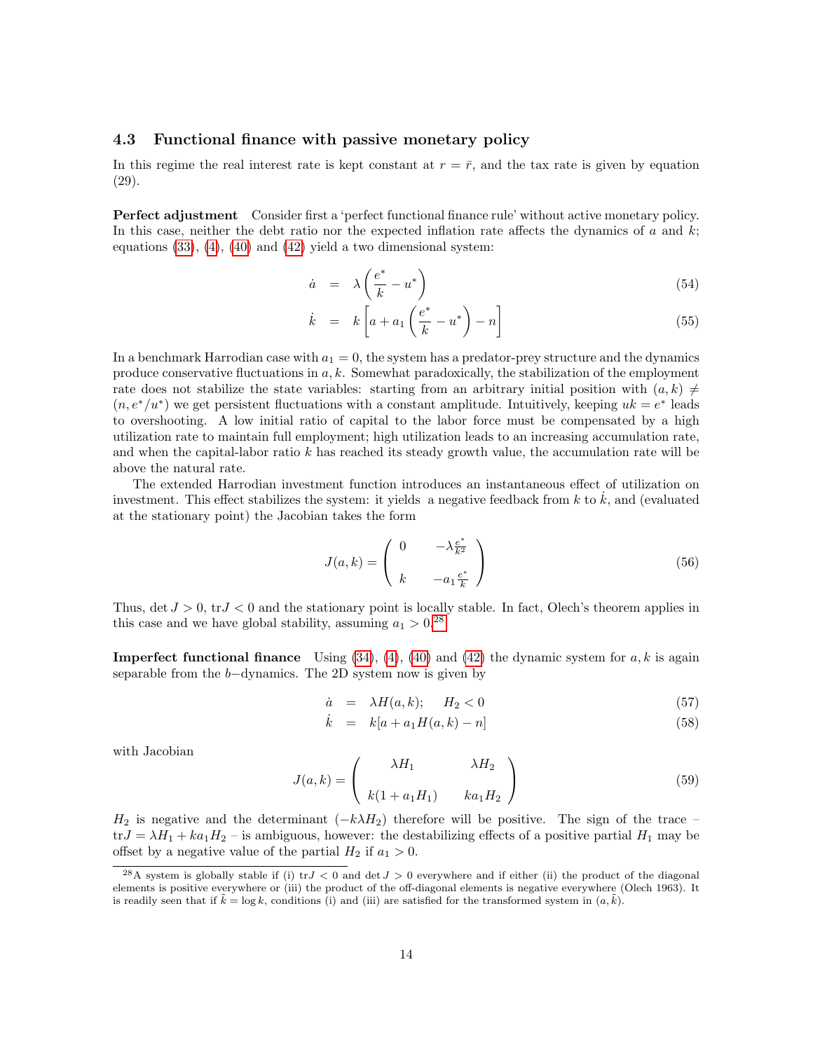### 4.3 Functional finance with passive monetary policy

In this regime the real interest rate is kept constant at $r = \bar{r}$, and the tax rate is given by equation (29).

**Perfect adjustment** Consider first a 'perfect functional finance rule' without active monetary policy. In this case, neither the debt ratio nor the expected inflation rate affects the dynamics of $a$ and $k$; equations (33), (4), (40) and (42) yield a two dimensional system:

$$\dot{a} = \lambda \left( \frac{e^*}{k} - u^* \right) \tag{54}$$

$$\dot{k} = k \left[ a + a_1 \left( \frac{e^*}{k} - u^* \right) - n \right] \tag{55}$$

In a benchmark Harrodian case with $a_1 = 0$, the system has a predator-prey structure and the dynamics produce conservative fluctuations in $a, k$. Somewhat paradoxically, the stabilization of the employment rate does not stabilize the state variables: starting from an arbitrary initial position with $(a, k) \neq (n, e^*/u^*)$ we get persistent fluctuations with a constant amplitude. Intuitively, keeping $uk = e^*$ leads to overshooting. A low initial ratio of capital to the labor force must be compensated by a high utilization rate to maintain full employment; high utilization leads to an increasing accumulation rate, and when the capital-labor ratio $k$ has reached its steady growth value, the accumulation rate will be above the natural rate.

The extended Harrodian investment function introduces an instantaneous effect of utilization on investment. This effect stabilizes the system: it yields a negative feedback from $k$ to $\dot{k}$, and (evaluated at the stationary point) the Jacobian takes the form

$$J(a,k) = \begin{pmatrix} 0 & -\lambda \frac{e^*}{k^2} \\ k & -a_1 \frac{e^*}{k} \end{pmatrix} \tag{56}$$

Thus, $\det J > 0$, $\text{tr}J < 0$ and the stationary point is locally stable. In fact, Olech's theorem applies in this case and we have global stability, assuming $a_1 > 0$.[28]

**Imperfect functional finance** Using (34), (4), (40) and (42) the dynamic system for $a, k$ is again separable from the $b-$dynamics. The 2D system now is given by

$$\dot{a} = \lambda H(a,k); \quad H_2 < 0 \tag{57}$$

$$\dot{k} = k[a + a_1 H(a,k) - n] \tag{58}$$

with Jacobian

$$J(a,k) = \begin{pmatrix} \lambda H_1 & \lambda H_2 \\ k(1 + a_1 H_1) & k a_1 H_2 \end{pmatrix} \tag{59}$$

$H_2$ is negative and the determinant $(-k\lambda H_2)$ therefore will be positive. The sign of the trace – $\text{tr}J = \lambda H_1 + k a_1 H_2$ – is ambiguous, however: the destabilizing effects of a positive partial $H_1$ may be offset by a negative value of the partial $H_2$ if $a_1 > 0$.

[28] A system is globally stable if (i) $\text{tr}J < 0$ and $\det J > 0$ everywhere and if either (ii) the product of the diagonal elements is positive everywhere or (iii) the product of the off-diagonal elements is negative everywhere (Olech 1963). It is readily seen that if $\tilde{k} = \log k$, conditions (i) and (iii) are satisfied for the transformed system in $(a, \tilde{k})$.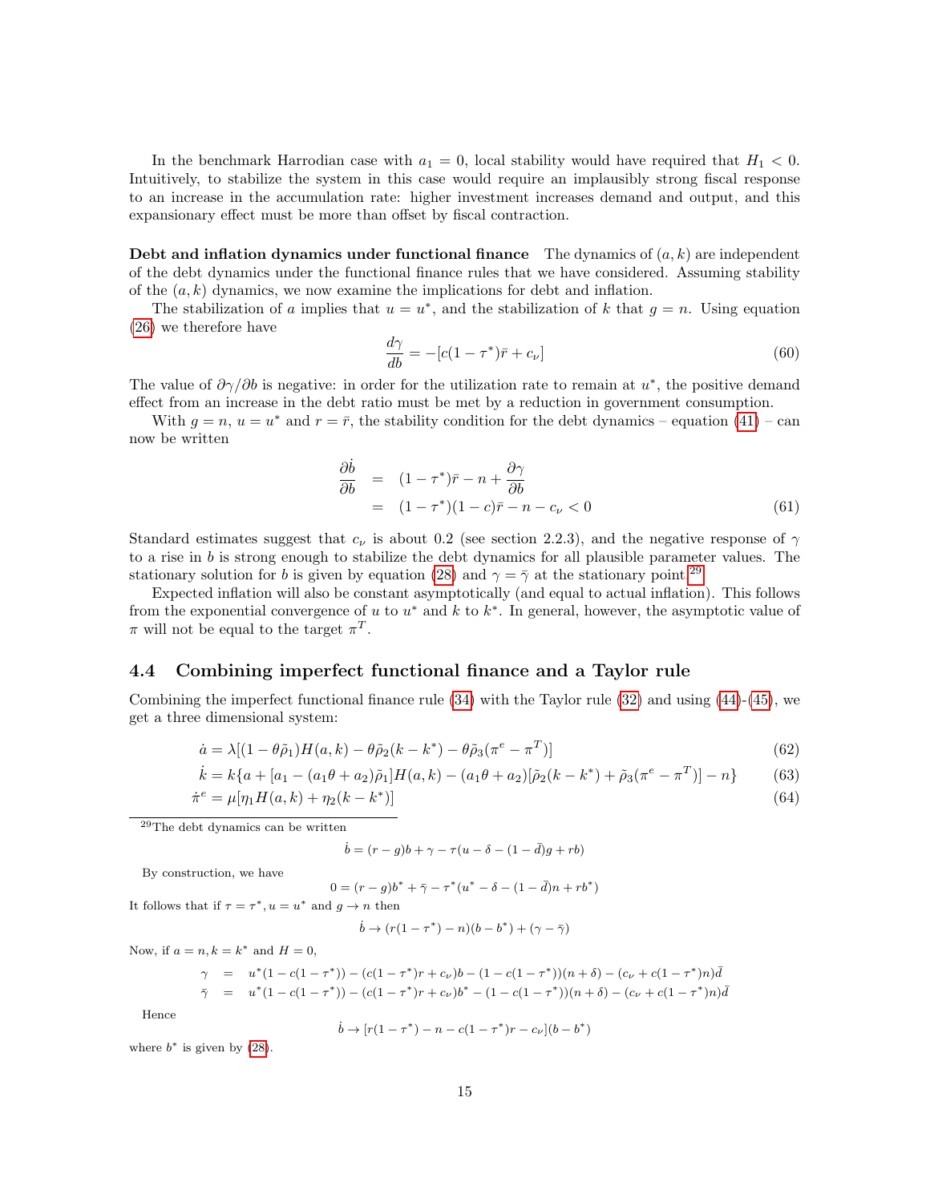In the benchmark Harrodian case with $a_1 = 0$, local stability would have required that $H_1 < 0$. Intuitively, to stabilize the system in this case would require an implausibly strong fiscal response to an increase in the accumulation rate: higher investment increases demand and output, and this expansionary effect must be more than offset by fiscal contraction.

**Debt and inflation dynamics under functional finance** The dynamics of $(a, k)$ are independent of the debt dynamics under the functional finance rules that we have considered. Assuming stability of the $(a, k)$ dynamics, we now examine the implications for debt and inflation.

The stabilization of $a$ implies that $u = u^*$, and the stabilization of $k$ that $g = n$. Using equation (26) we therefore have

$$\frac{d\gamma}{db} = -[c(1-\tau^*)\bar{r} + c_\nu] \tag{60}$$

The value of $\partial\gamma/\partial b$ is negative: in order for the utilization rate to remain at $u^*$, the positive demand effect from an increase in the debt ratio must be met by a reduction in government consumption.

With $g = n$, $u = u^*$ and $r = \bar{r}$, the stability condition for the debt dynamics – equation (41) – can now be written

$$\begin{aligned}\frac{\partial \dot{b}}{\partial b} &= (1-\tau^*)\bar{r} - n + \frac{\partial\gamma}{\partial b} \\ &= (1-\tau^*)(1-c)\bar{r} - n - c_\nu < 0\end{aligned} \tag{61}$$

Standard estimates suggest that $c_\nu$ is about 0.2 (see section 2.2.3), and the negative response of $\gamma$ to a rise in $b$ is strong enough to stabilize the debt dynamics for all plausible parameter values. The stationary solution for $b$ is given by equation (28) and $\gamma = \bar{\gamma}$ at the stationary point.[29]

Expected inflation will also be constant asymptotically (and equal to actual inflation). This follows from the exponential convergence of $u$ to $u^*$ and $k$ to $k^*$. In general, however, the asymptotic value of $\pi$ will not be equal to the target $\pi^T$.

## 4.4 Combining imperfect functional finance and a Taylor rule

Combining the imperfect functional finance rule (34) with the Taylor rule (32) and using (44)-(45), we get a three dimensional system:

$$\dot{a} = \lambda[(1-\theta\tilde{\rho}_1)H(a,k) - \theta\tilde{\rho}_2(k-k^*) - \theta\tilde{\rho}_3(\pi^e - \pi^T)] \tag{62}$$

$$\dot{k} = k\{a + [a_1 - (a_1\theta + a_2)\tilde{\rho}_1]H(a,k) - (a_1\theta + a_2)[\tilde{\rho}_2(k-k^*) + \tilde{\rho}_3(\pi^e - \pi^T)] - n\} \tag{63}$$

$$\dot{\pi}^e = \mu[\eta_1 H(a,k) + \eta_2(k-k^*)] \tag{64}$$

---

[29] The debt dynamics can be written

$$\dot{b} = (r-g)b + \gamma - \tau(u - \delta - (1-\bar{d})g + rb)$$

By construction, we have

$$0 = (r-g)b^* + \bar{\gamma} - \tau^*(u^* - \delta - (1-\bar{d})n + rb^*)$$

It follows that if $\tau = \tau^*, u = u^*$ and $g \to n$ then

$$\dot{b} \to (r(1-\tau^*) - n)(b - b^*) + (\gamma - \bar{\gamma})$$

Now, if $a = n, k = k^*$ and $H = 0$,

$$\begin{aligned}\gamma &= u^*(1-c(1-\tau^*)) - (c(1-\tau^*)r + c_\nu)b - (1-c(1-\tau^*))(n+\delta) - (c_\nu + c(1-\tau^*)n)\bar{d} \\ \bar{\gamma} &= u^*(1-c(1-\tau^*)) - (c(1-\tau^*)r + c_\nu)b^* - (1-c(1-\tau^*))(n+\delta) - (c_\nu + c(1-\tau^*)n)\bar{d}\end{aligned}$$

Hence

$$\dot{b} \to [r(1-\tau^*) - n - c(1-\tau^*)r - c_\nu](b - b^*)$$

where $b^*$ is given by (28).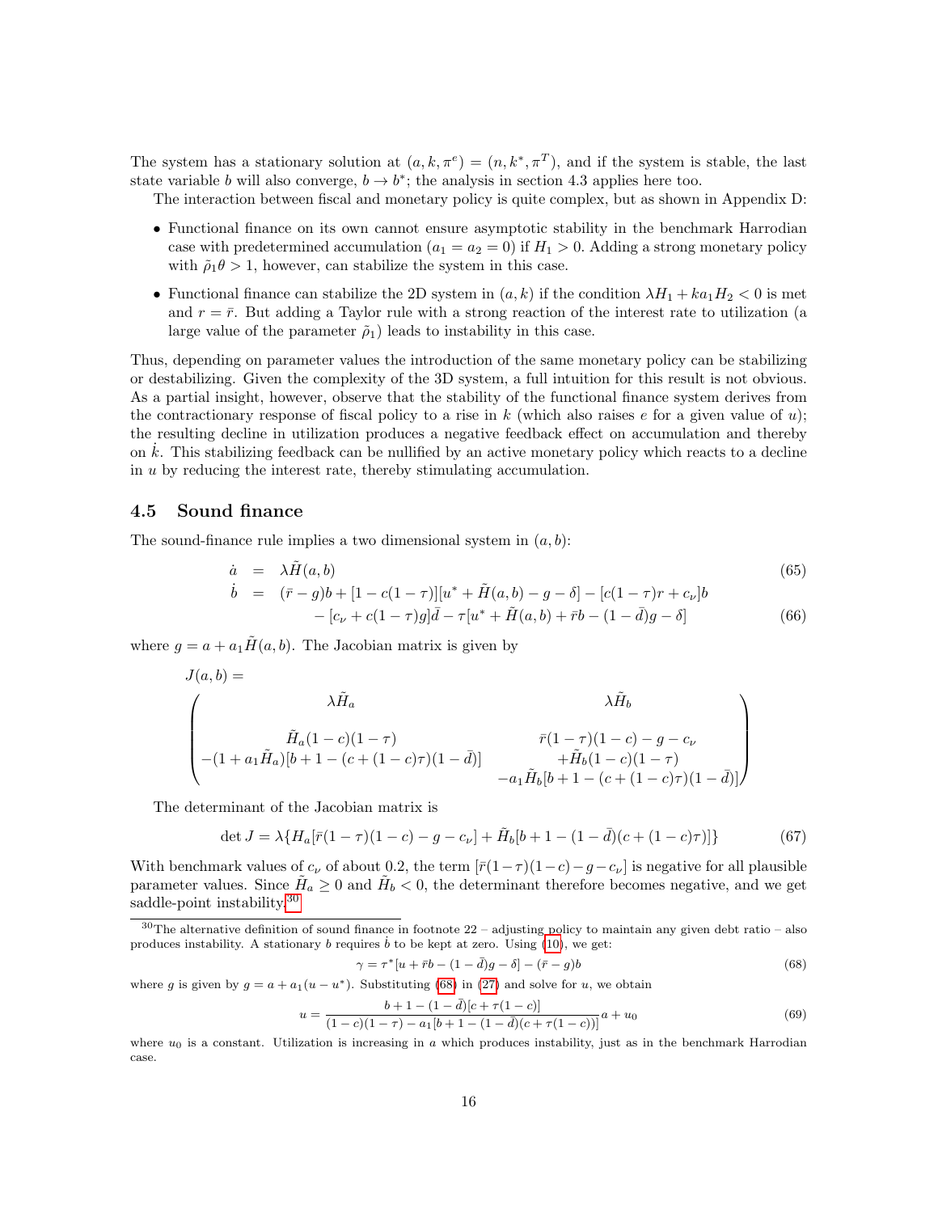The system has a stationary solution at $(a, k, \pi^e) = (n, k^*, \pi^T)$, and if the system is stable, the last state variable $b$ will also converge, $b \to b^*$; the analysis in section 4.3 applies here too.

The interaction between fiscal and monetary policy is quite complex, but as shown in Appendix D:

- Functional finance on its own cannot ensure asymptotic stability in the benchmark Harrodian case with predetermined accumulation ($a_1 = a_2 = 0$) if $H_1 > 0$. Adding a strong monetary policy with $\tilde{\rho}_1 \theta > 1$, however, can stabilize the system in this case.
- Functional finance can stabilize the 2D system in $(a, k)$ if the condition $\lambda H_1 + k a_1 H_2 < 0$ is met and $r = \bar{r}$. But adding a Taylor rule with a strong reaction of the interest rate to utilization (a large value of the parameter $\tilde{\rho}_1$) leads to instability in this case.

Thus, depending on parameter values the introduction of the same monetary policy can be stabilizing or destabilizing. Given the complexity of the 3D system, a full intuition for this result is not obvious. As a partial insight, however, observe that the stability of the functional finance system derives from the contractionary response of fiscal policy to a rise in $k$ (which also raises $e$ for a given value of $u$); the resulting decline in utilization produces a negative feedback effect on accumulation and thereby on $\dot{k}$. This stabilizing feedback can be nullified by an active monetary policy which reacts to a decline in $u$ by reducing the interest rate, thereby stimulating accumulation.

## 4.5 Sound finance

The sound-finance rule implies a two dimensional system in $(a, b)$:

$$\dot{a} = \lambda \tilde{H}(a, b) \tag{65}$$

$$\dot{b} = (\bar{r} - g)b + [1 - c(1-\tau)][u^* + \tilde{H}(a,b) - g - \delta] - [c(1-\tau)r + c_\nu]b - [c_\nu + c(1-\tau)g]\bar{d} - \tau[u^* + \tilde{H}(a,b) + \bar{r}b - (1-\bar{d})g - \delta] \tag{66}$$

where $g = a + a_1 \tilde{H}(a, b)$. The Jacobian matrix is given by

$$J(a,b) = \begin{pmatrix} \lambda \tilde{H}_a & \lambda \tilde{H}_b \\ \tilde{H}_a(1-c)(1-\tau) - (1 + a_1\tilde{H}_a)[b + 1 - (c + (1-c)\tau)(1-\bar{d})] & \bar{r}(1-\tau)(1-c) - g - c_\nu + \tilde{H}_b(1-c)(1-\tau) - a_1\tilde{H}_b[b + 1 - (c + (1-c)\tau)(1-\bar{d})] \end{pmatrix}$$

The determinant of the Jacobian matrix is

$$\det J = \lambda\{H_a[\bar{r}(1-\tau)(1-c) - g - c_\nu] + \tilde{H}_b[b + 1 - (1-\bar{d})(c + (1-c)\tau)]\} \tag{67}$$

With benchmark values of $c_\nu$ of about 0.2, the term $[\bar{r}(1-\tau)(1-c) - g - c_\nu]$ is negative for all plausible parameter values. Since $\tilde{H}_a \geq 0$ and $\tilde{H}_b < 0$, the determinant therefore becomes negative, and we get saddle-point instability.[30]

[30] The alternative definition of sound finance in footnote 22 – adjusting policy to maintain any given debt ratio – also produces instability. A stationary $b$ requires $\dot{b}$ to be kept at zero. Using (10), we get:

$$\gamma = \tau^*[u + \bar{r}b - (1-\bar{d})g - \delta] - (\bar{r} - g)b \tag{68}$$

where $g$ is given by $g = a + a_1(u - u^*)$. Substituting (68) in (27) and solve for $u$, we obtain

$$u = \frac{b + 1 - (1-\bar{d})[c + \tau(1-c)]}{(1-c)(1-\tau) - a_1[b + 1 - (1-\bar{d})(c + \tau(1-c))]} a + u_0 \tag{69}$$

where $u_0$ is a constant. Utilization is increasing in $a$ which produces instability, just as in the benchmark Harrodian case.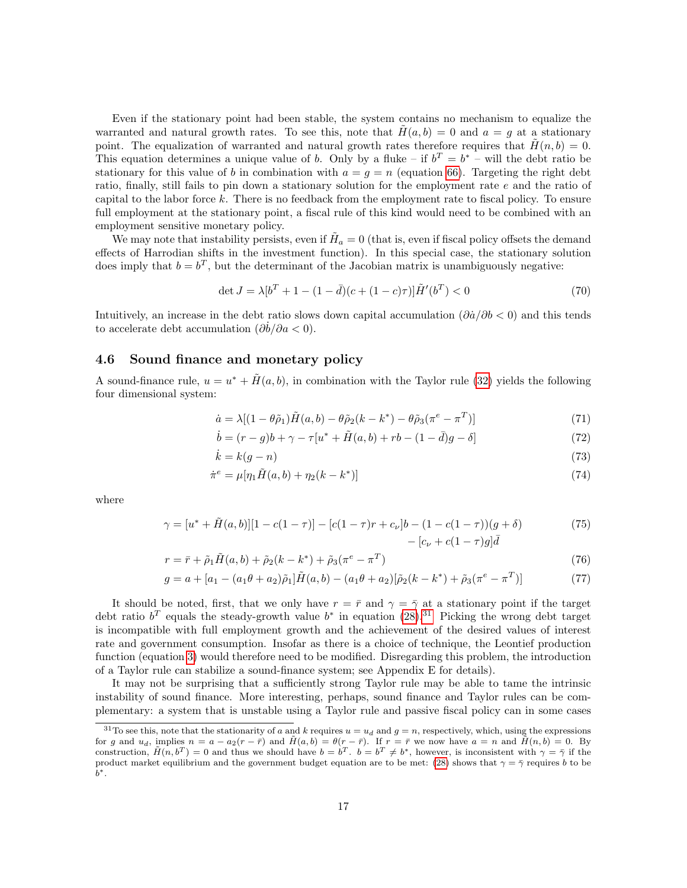Even if the stationary point had been stable, the system contains no mechanism to equalize the warranted and natural growth rates. To see this, note that $\tilde{H}(a,b) = 0$ and $a = g$ at a stationary point. The equalization of warranted and natural growth rates therefore requires that $\tilde{H}(n,b) = 0$. This equation determines a unique value of $b$. Only by a fluke – if $b^T = b^*$ – will the debt ratio be stationary for this value of $b$ in combination with $a = g = n$ (equation 66). Targeting the right debt ratio, finally, still fails to pin down a stationary solution for the employment rate $e$ and the ratio of capital to the labor force $k$. There is no feedback from the employment rate to fiscal policy. To ensure full employment at the stationary point, a fiscal rule of this kind would need to be combined with an employment sensitive monetary policy.

We may note that instability persists, even if $\tilde{H}_a = 0$ (that is, even if fiscal policy offsets the demand effects of Harrodian shifts in the investment function). In this special case, the stationary solution does imply that $b = b^T$, but the determinant of the Jacobian matrix is unambiguously negative:

$$\det J = \lambda[b^T + 1 - (1 - \bar{d})(c + (1 - c)\tau)]\tilde{H}'(b^T) < 0 \tag{70}$$

Intuitively, an increase in the debt ratio slows down capital accumulation ($\partial\dot{a}/\partial b < 0$) and this tends to accelerate debt accumulation ($\partial\dot{b}/\partial a < 0$).

### 4.6 Sound finance and monetary policy

A sound-finance rule, $u = u^* + \tilde{H}(a,b)$, in combination with the Taylor rule (32) yields the following four dimensional system:

$$\dot{a} = \lambda[(1 - \theta\tilde{\rho}_1)\tilde{H}(a,b) - \theta\tilde{\rho}_2(k - k^*) - \theta\tilde{\rho}_3(\pi^e - \pi^T)] \tag{71}$$

$$\dot{b} = (r - g)b + \gamma - \tau[u^* + \tilde{H}(a,b) + rb - (1 - \bar{d})g - \delta] \tag{72}$$

$$\dot{k} = k(g - n) \tag{73}$$

$$\dot{\pi}^e = \mu[\eta_1\tilde{H}(a,b) + \eta_2(k - k^*)] \tag{74}$$

where

$$\gamma = [u^* + \tilde{H}(a,b)][1 - c(1-\tau)] - [c(1-\tau)r + c_\nu]b - (1 - c(1-\tau))(g + \delta) - [c_\nu + c(1-\tau)g]\bar{d} \tag{75}$$

$$r = \bar{r} + \tilde{\rho}_1\tilde{H}(a,b) + \tilde{\rho}_2(k - k^*) + \tilde{\rho}_3(\pi^e - \pi^T) \tag{76}$$

$$g = a + [a_1 - (a_1\theta + a_2)\tilde{\rho}_1]\tilde{H}(a,b) - (a_1\theta + a_2)[\tilde{\rho}_2(k - k^*) + \tilde{\rho}_3(\pi^e - \pi^T)] \tag{77}$$

It should be noted, first, that we only have $r = \bar{r}$ and $\gamma = \bar{\gamma}$ at a stationary point if the target debt ratio $b^T$ equals the steady-growth value $b^*$ in equation (28).[31] Picking the wrong debt target is incompatible with full employment growth and the achievement of the desired values of interest rate and government consumption. Insofar as there is a choice of technique, the Leontief production function (equation 3) would therefore need to be modified. Disregarding this problem, the introduction of a Taylor rule can stabilize a sound-finance system; see Appendix E for details).

It may not be surprising that a sufficiently strong Taylor rule may be able to tame the intrinsic instability of sound finance. More interesting, perhaps, sound finance and Taylor rules can be complementary: a system that is unstable using a Taylor rule and passive fiscal policy can in some cases

[31] To see this, note that the stationarity of $a$ and $k$ requires $u = u_d$ and $g = n$, respectively, which, using the expressions for $g$ and $u_d$, implies $n = a - a_2(r - \bar{r})$ and $\tilde{H}(a,b) = \theta(r - \bar{r})$. If $r = \bar{r}$ we now have $a = n$ and $\tilde{H}(n,b) = 0$. By construction, $\tilde{H}(n, b^T) = 0$ and thus we should have $b = b^T$. $b = b^T \neq b^*$, however, is inconsistent with $\gamma = \bar{\gamma}$ if the product market equilibrium and the government budget equation are to be met: (28) shows that $\gamma = \bar{\gamma}$ requires $b$ to be $b^*$.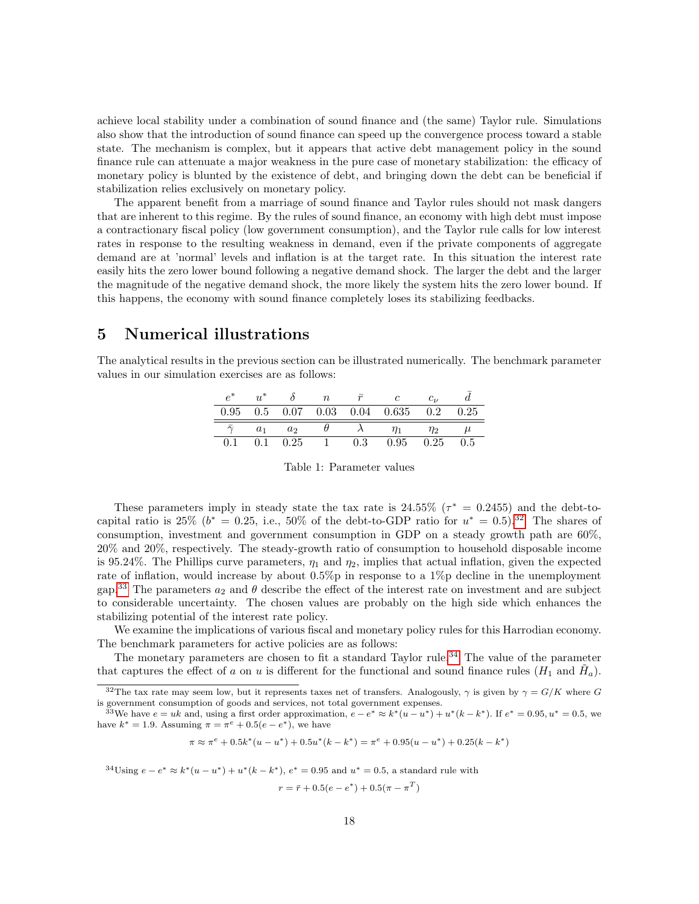achieve local stability under a combination of sound finance and (the same) Taylor rule. Simulations also show that the introduction of sound finance can speed up the convergence process toward a stable state. The mechanism is complex, but it appears that active debt management policy in the sound finance rule can attenuate a major weakness in the pure case of monetary stabilization: the efficacy of monetary policy is blunted by the existence of debt, and bringing down the debt can be beneficial if stabilization relies exclusively on monetary policy.

The apparent benefit from a marriage of sound finance and Taylor rules should not mask dangers that are inherent to this regime. By the rules of sound finance, an economy with high debt must impose a contractionary fiscal policy (low government consumption), and the Taylor rule calls for low interest rates in response to the resulting weakness in demand, even if the private components of aggregate demand are at 'normal' levels and inflation is at the target rate. In this situation the interest rate easily hits the zero lower bound following a negative demand shock. The larger the debt and the larger the magnitude of the negative demand shock, the more likely the system hits the zero lower bound. If this happens, the economy with sound finance completely loses its stabilizing feedbacks.

# 5 Numerical illustrations

The analytical results in the previous section can be illustrated numerically. The benchmark parameter values in our simulation exercises are as follows:

| $e^*$ | $u^*$ | $\delta$ | $n$ | $\bar{r}$ | $c$ | $c_\nu$ | $\bar{d}$ |
|---|---|---|---|---|---|---|---|
| 0.95 | 0.5 | 0.07 | 0.03 | 0.04 | 0.635 | 0.2 | 0.25 |
| $\bar{\gamma}$ | $a_1$ | $a_2$ | $\theta$ | $\lambda$ | $\eta_1$ | $\eta_2$ | $\mu$ |
| 0.1 | 0.1 | 0.25 | 1 | 0.3 | 0.95 | 0.25 | 0.5 |

Table 1: Parameter values

These parameters imply in steady state the tax rate is 24.55% ($\tau^* = 0.2455$) and the debt-to-capital ratio is 25% ($b^* = 0.25$, i.e., 50% of the debt-to-GDP ratio for $u^* = 0.5$).[32] The shares of consumption, investment and government consumption in GDP on a steady growth path are 60%, 20% and 20%, respectively. The steady-growth ratio of consumption to household disposable income is 95.24%. The Phillips curve parameters, $\eta_1$ and $\eta_2$, implies that actual inflation, given the expected rate of inflation, would increase by about 0.5%p in response to a 1%p decline in the unemployment gap.[33] The parameters $a_2$ and $\theta$ describe the effect of the interest rate on investment and are subject to considerable uncertainty. The chosen values are probably on the high side which enhances the stabilizing potential of the interest rate policy.

We examine the implications of various fiscal and monetary policy rules for this Harrodian economy. The benchmark parameters for active policies are as follows:

The monetary parameters are chosen to fit a standard Taylor rule.[34] The value of the parameter that captures the effect of $a$ on $u$ is different for the functional and sound finance rules ($H_1$ and $\tilde{H}_a$).

[32] The tax rate may seem low, but it represents taxes net of transfers. Analogously, $\gamma$ is given by $\gamma = G/K$ where $G$ is government consumption of goods and services, not total government expenses.

[33] We have $e = uk$ and, using a first order approximation, $e - e^* \approx k^*(u - u^*) + u^*(k - k^*)$. If $e^* = 0.95, u^* = 0.5$, we have $k^* = 1.9$. Assuming $\pi = \pi^e + 0.5(e - e^*)$, we have

$$\pi \approx \pi^e + 0.5k^*(u - u^*) + 0.5u^*(k - k^*) = \pi^e + 0.95(u - u^*) + 0.25(k - k^*)$$

[34] Using $e - e^* \approx k^*(u - u^*) + u^*(k - k^*)$, $e^* = 0.95$ and $u^* = 0.5$, a standard rule with

$$r = \bar{r} + 0.5(e - e^*) + 0.5(\pi - \pi^T)$$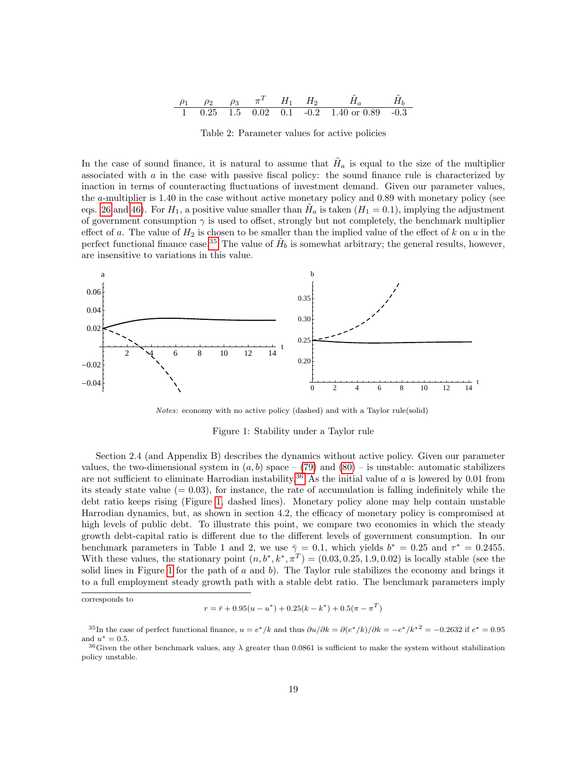| $\rho_1$ | $\rho_2$ | $\rho_3$ | $\pi^T$ | $H_1$ | $H_2$ | $\tilde{H}_a$ | $\tilde{H}_b$ |
|---|---|---|---|---|---|---|---|
| 1 | 0.25 | 1.5 | 0.02 | 0.1 | -0.2 | 1.40 or 0.89 | -0.3 |

Table 2: Parameter values for active policies

In the case of sound finance, it is natural to assume that $\tilde{H}_a$ is equal to the size of the multiplier associated with $a$ in the case with passive fiscal policy: the sound finance rule is characterized by inaction in terms of counteracting fluctuations of investment demand. Given our parameter values, the $a$-multiplier is 1.40 in the case without active monetary policy and 0.89 with monetary policy (see eqs. 26 and 46). For $H_1$, a positive value smaller than $\tilde{H}_a$ is taken ($H_1 = 0.1$), implying the adjustment of government consumption $\gamma$ is used to offset, strongly but not completely, the benchmark multiplier effect of $a$. The value of $H_2$ is chosen to be smaller than the implied value of the effect of $k$ on $u$ in the perfect functional finance case.[35] The value of $\tilde{H}_b$ is somewhat arbitrary; the general results, however, are insensitive to variations in this value.

a

0.06

0.04

0.02

−0.02

−0.04

2 4 6 8 10 12 14 t

b

0.35

0.30

0.25

0.20

0 2 4 6 8 10 12 14 t

*Notes*: economy with no active policy (dashed) and with a Taylor rule(solid)

Figure 1: Stability under a Taylor rule

Section 2.4 (and Appendix B) describes the dynamics without active policy. Given our parameter values, the two-dimensional system in $(a, b)$ space – (79) and (80) – is unstable: automatic stabilizers are not sufficient to eliminate Harrodian instability.[36] As the initial value of $a$ is lowered by 0.01 from its steady state value ($= 0.03$), for instance, the rate of accumulation is falling indefinitely while the debt ratio keeps rising (Figure 1, dashed lines). Monetary policy alone may help contain unstable Harrodian dynamics, but, as shown in section 4.2, the efficacy of monetary policy is compromised at high levels of public debt. To illustrate this point, we compare two economies in which the steady growth debt-capital ratio is different due to the different levels of government consumption. In our benchmark parameters in Table 1 and 2, we use $\bar{\gamma} = 0.1$, which yields $b^* = 0.25$ and $\tau^* = 0.2455$. With these values, the stationary point $(n, b^*, k^*, \pi^T) = (0.03, 0.25, 1.9, 0.02)$ is locally stable (see the solid lines in Figure 1 for the path of $a$ and $b$). The Taylor rule stabilizes the economy and brings it to a full employment steady growth path with a stable debt ratio. The benchmark parameters imply

corresponds to

$$r = \bar{r} + 0.95(u - u^*) + 0.25(k - k^*) + 0.5(\pi - \pi^T)$$

[35] In the case of perfect functional finance, $u = e^*/k$ and thus $\partial u/\partial k = \partial(e^*/k)/\partial k = -e^*/k^{*2} = -0.2632$ if $e^* = 0.95$ and $u^* = 0.5$.

[36] Given the other benchmark values, any $\lambda$ greater than 0.0861 is sufficient to make the system without stabilization policy unstable.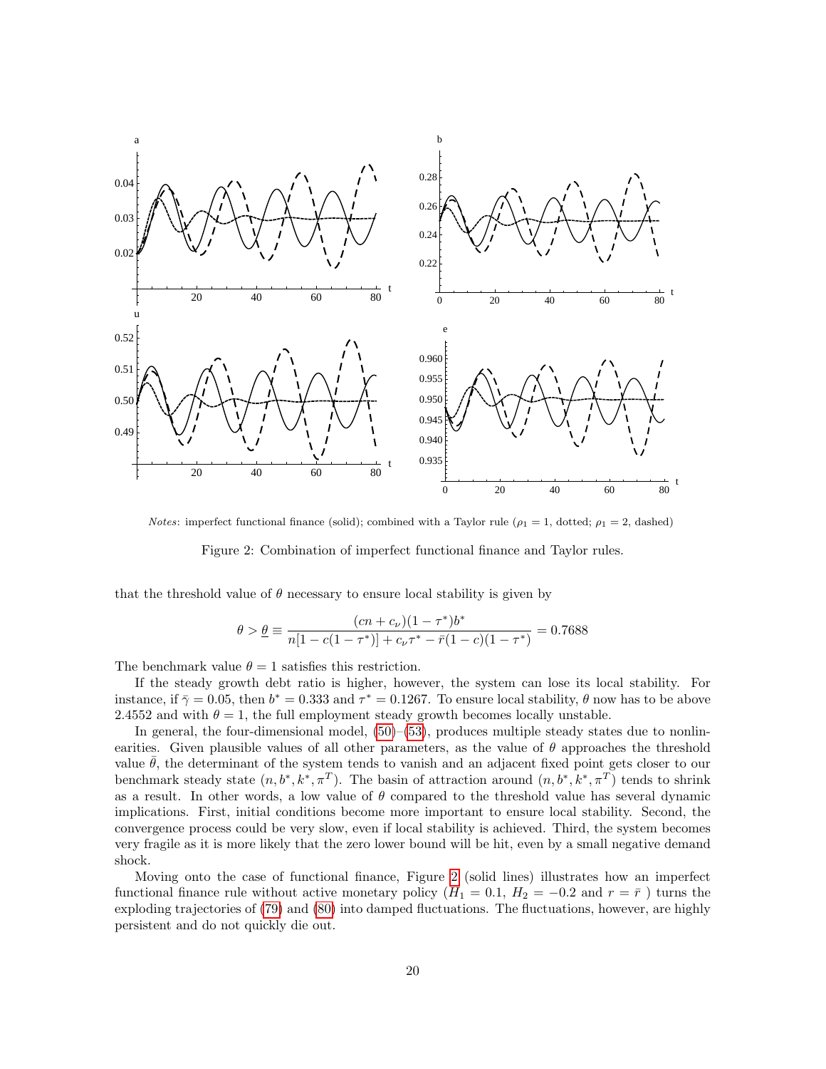a

0.04

0.03

0.02

20 40 60 80 t

b

0.28

0.26

0.24

0.22

0 20 40 60 80 t

u

0.52

0.51

0.50

0.49

20 40 60 80 t

e

0.960

0.955

0.950

0.945

0.940

0.935

0 20 40 60 80 t

*Notes*: imperfect functional finance (solid); combined with a Taylor rule ($\rho_1 = 1$, dotted; $\rho_1 = 2$, dashed)

Figure 2: Combination of imperfect functional finance and Taylor rules.

that the threshold value of $\theta$ necessary to ensure local stability is given by

$$\theta > \underline{\theta} \equiv \frac{(cn + c_\nu)(1 - \tau^*)b^*}{n[1 - c(1 - \tau^*)] + c_\nu \tau^* - \bar{r}(1 - c)(1 - \tau^*)} = 0.7688$$

The benchmark value $\theta = 1$ satisfies this restriction.

If the steady growth debt ratio is higher, however, the system can lose its local stability. For instance, if $\bar{\gamma} = 0.05$, then $b^* = 0.333$ and $\tau^* = 0.1267$. To ensure local stability, $\theta$ now has to be above 2.4552 and with $\theta = 1$, the full employment steady growth becomes locally unstable.

In general, the four-dimensional model, (50)–(53), produces multiple steady states due to nonlinearities. Given plausible values of all other parameters, as the value of $\theta$ approaches the threshold value $\bar{\theta}$, the determinant of the system tends to vanish and an adjacent fixed point gets closer to our benchmark steady state $(n, b^*, k^*, \pi^T)$. The basin of attraction around $(n, b^*, k^*, \pi^T)$ tends to shrink as a result. In other words, a low value of $\theta$ compared to the threshold value has several dynamic implications. First, initial conditions become more important to ensure local stability. Second, the convergence process could be very slow, even if local stability is achieved. Third, the system becomes very fragile as it is more likely that the zero lower bound will be hit, even by a small negative demand shock.

Moving onto the case of functional finance, Figure 2 (solid lines) illustrates how an imperfect functional finance rule without active monetary policy ($H_1 = 0.1$, $H_2 = -0.2$ and $r = \bar{r}$ ) turns the exploding trajectories of (79) and (80) into damped fluctuations. The fluctuations, however, are highly persistent and do not quickly die out.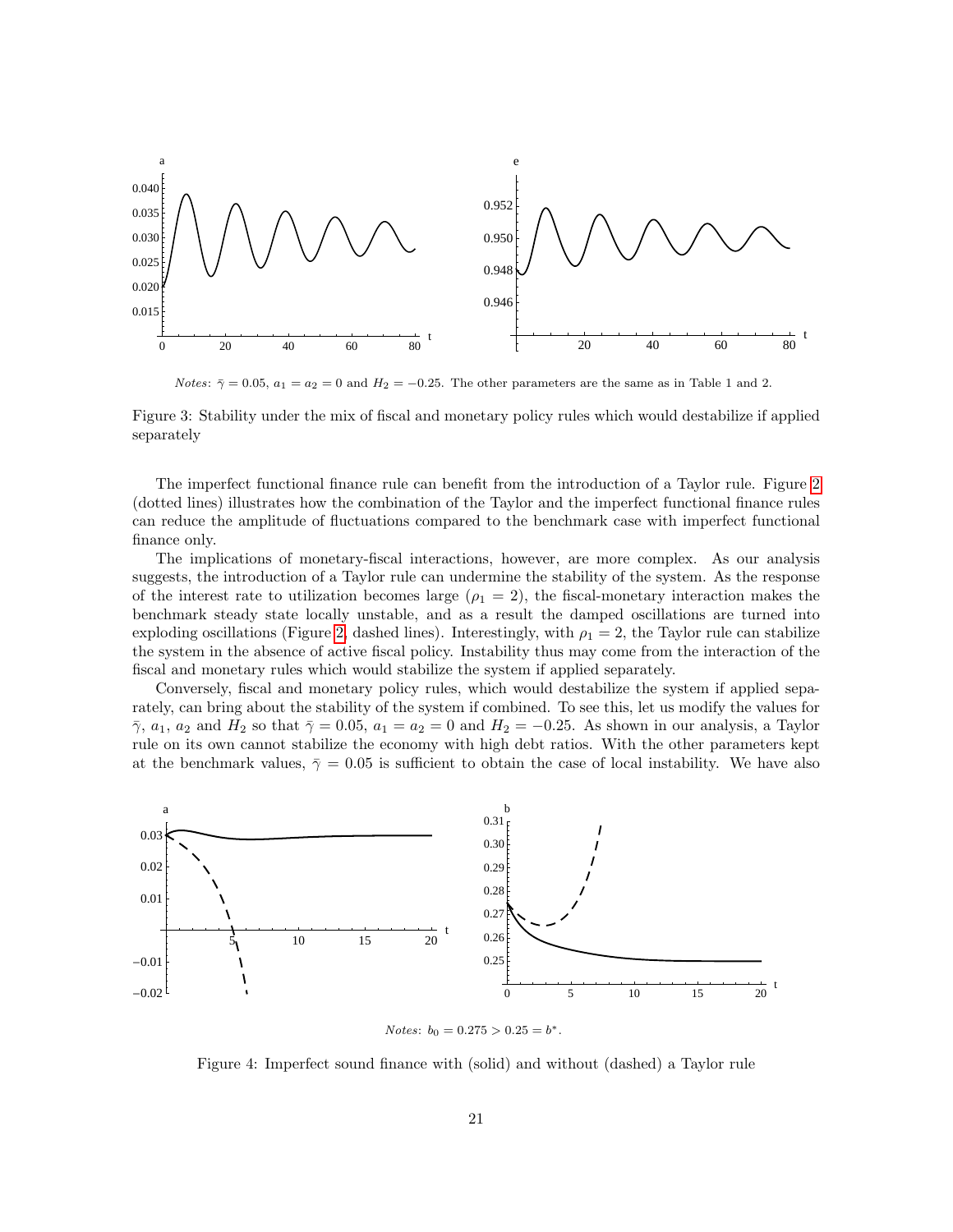a

0.040
0.035
0.030
0.025
0.020
0.015

0 20 40 60 80 t

e

0.952
0.950
0.948
0.946

20 40 60 80 t

*Notes*: $\bar{\gamma} = 0.05$, $a_1 = a_2 = 0$ and $H_2 = -0.25$. The other parameters are the same as in Table 1 and 2.

Figure 3: Stability under the mix of fiscal and monetary policy rules which would destabilize if applied separately

The imperfect functional finance rule can benefit from the introduction of a Taylor rule. Figure 2 (dotted lines) illustrates how the combination of the Taylor and the imperfect functional finance rules can reduce the amplitude of fluctuations compared to the benchmark case with imperfect functional finance only.

The implications of monetary-fiscal interactions, however, are more complex. As our analysis suggests, the introduction of a Taylor rule can undermine the stability of the system. As the response of the interest rate to utilization becomes large ($\rho_1 = 2$), the fiscal-monetary interaction makes the benchmark steady state locally unstable, and as a result the damped oscillations are turned into exploding oscillations (Figure 2, dashed lines). Interestingly, with $\rho_1 = 2$, the Taylor rule can stabilize the system in the absence of active fiscal policy. Instability thus may come from the interaction of the fiscal and monetary rules which would stabilize the system if applied separately.

Conversely, fiscal and monetary policy rules, which would destabilize the system if applied separately, can bring about the stability of the system if combined. To see this, let us modify the values for $\bar{\gamma}$, $a_1$, $a_2$ and $H_2$ so that $\bar{\gamma} = 0.05$, $a_1 = a_2 = 0$ and $H_2 = -0.25$. As shown in our analysis, a Taylor rule on its own cannot stabilize the economy with high debt ratios. With the other parameters kept at the benchmark values, $\bar{\gamma} = 0.05$ is sufficient to obtain the case of local instability. We have also

a

0.03
0.02
0.01

−0.01
−0.02

5 10 15 20 t

b

0.31
0.30
0.29
0.28
0.27
0.26
0.25

0 5 10 15 20 t

*Notes*: $b_0 = 0.275 > 0.25 = b^*$.

Figure 4: Imperfect sound finance with (solid) and without (dashed) a Taylor rule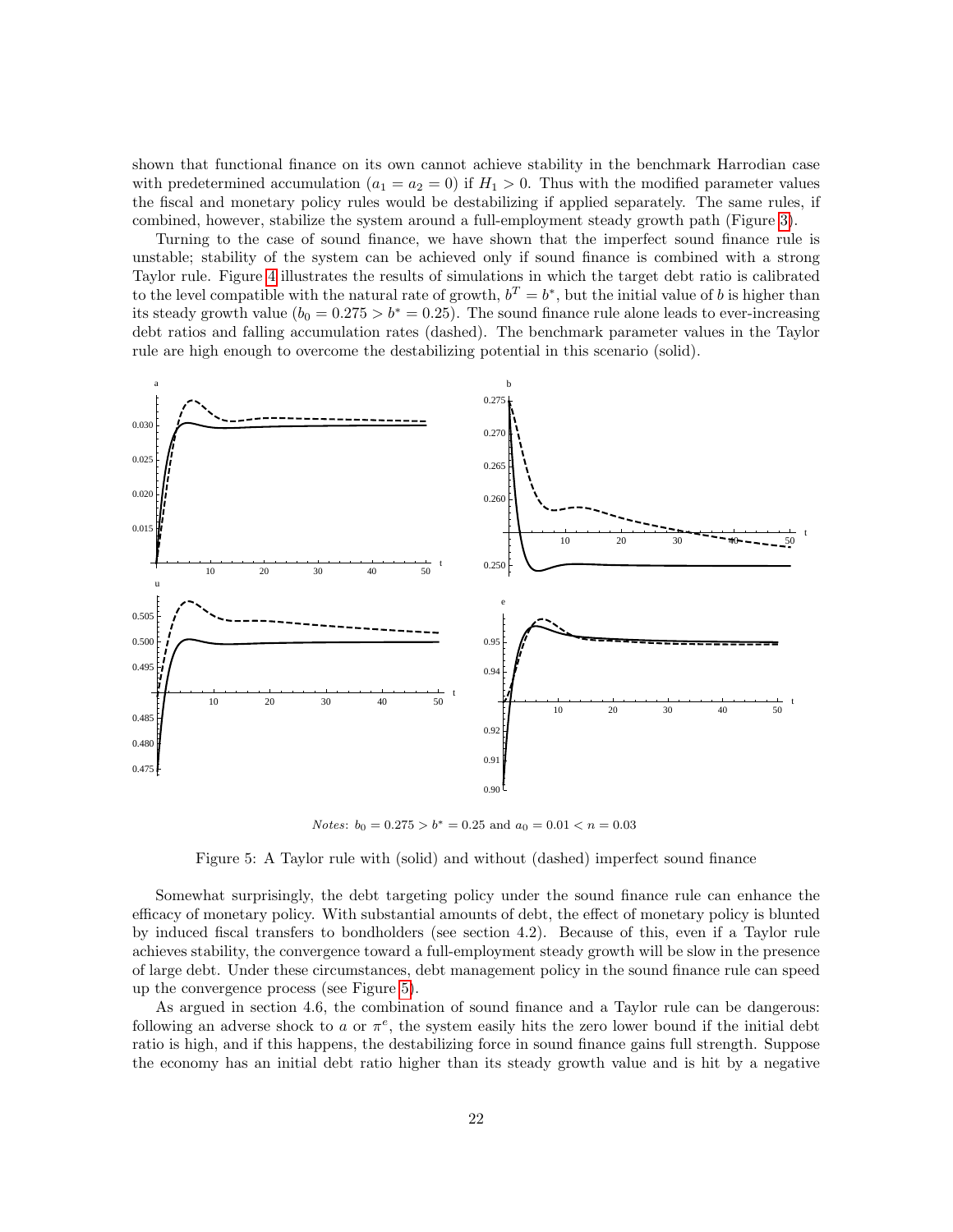shown that functional finance on its own cannot achieve stability in the benchmark Harrodian case with predetermined accumulation ($a_1 = a_2 = 0$) if $H_1 > 0$. Thus with the modified parameter values the fiscal and monetary policy rules would be destabilizing if applied separately. The same rules, if combined, however, stabilize the system around a full-employment steady growth path (Figure 3).

Turning to the case of sound finance, we have shown that the imperfect sound finance rule is unstable; stability of the system can be achieved only if sound finance is combined with a strong Taylor rule. Figure 4 illustrates the results of simulations in which the target debt ratio is calibrated to the level compatible with the natural rate of growth, $b^T = b^*$, but the initial value of $b$ is higher than its steady growth value ($b_0 = 0.275 > b^* = 0.25$). The sound finance rule alone leads to ever-increasing debt ratios and falling accumulation rates (dashed). The benchmark parameter values in the Taylor rule are high enough to overcome the destabilizing potential in this scenario (solid).

a
0.030
0.025
0.020
0.015
10 20 30 40 50 t

b
0.275
0.270
0.265
0.260
0.250
10 20 30 40 50 t

u
0.505
0.500
0.495
0.485
0.480
0.475
10 20 30 40 50 t

e
0.95
0.94
0.92
0.91
0.90
10 20 30 40 50 t

*Notes*: $b_0 = 0.275 > b^* = 0.25$ and $a_0 = 0.01 < n = 0.03$

Figure 5: A Taylor rule with (solid) and without (dashed) imperfect sound finance

Somewhat surprisingly, the debt targeting policy under the sound finance rule can enhance the efficacy of monetary policy. With substantial amounts of debt, the effect of monetary policy is blunted by induced fiscal transfers to bondholders (see section 4.2). Because of this, even if a Taylor rule achieves stability, the convergence toward a full-employment steady growth will be slow in the presence of large debt. Under these circumstances, debt management policy in the sound finance rule can speed up the convergence process (see Figure 5).

As argued in section 4.6, the combination of sound finance and a Taylor rule can be dangerous: following an adverse shock to $a$ or $\pi^e$, the system easily hits the zero lower bound if the initial debt ratio is high, and if this happens, the destabilizing force in sound finance gains full strength. Suppose the economy has an initial debt ratio higher than its steady growth value and is hit by a negative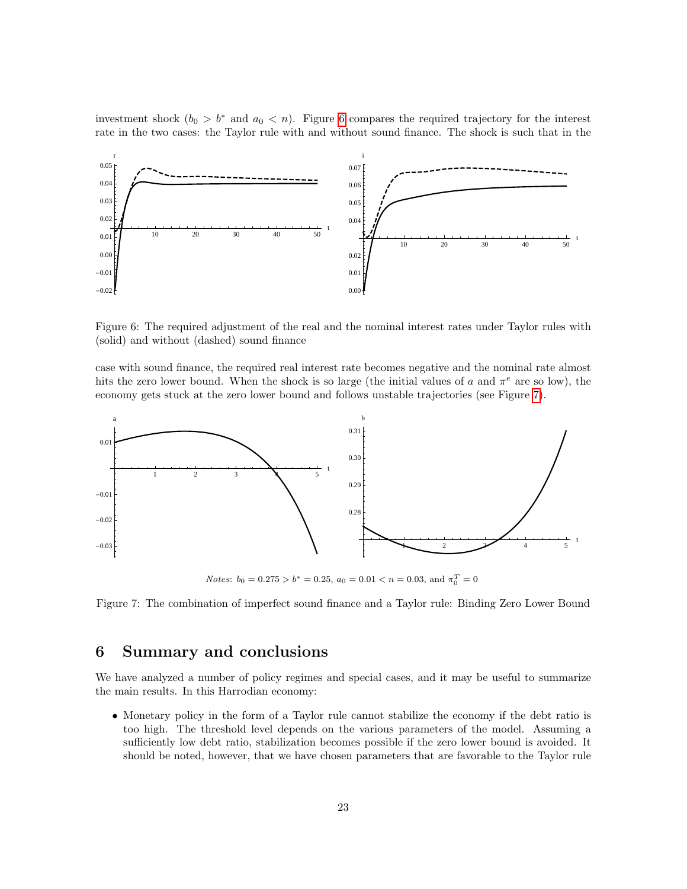investment shock ($b_0 > b^*$ and $a_0 < n$). Figure 6 compares the required trajectory for the interest rate in the two cases: the Taylor rule with and without sound finance. The shock is such that in the

r

0.05
0.04
0.03
0.02
0.01
0.00
−0.01
−0.02

10 20 30 40 50 t

i

0.07
0.06
0.05
0.04
0.02
0.01
0.00

10 20 30 40 50 t

Figure 6: The required adjustment of the real and the nominal interest rates under Taylor rules with (solid) and without (dashed) sound finance

case with sound finance, the required real interest rate becomes negative and the nominal rate almost hits the zero lower bound. When the shock is so large (the initial values of $a$ and $\pi^e$ are so low), the economy gets stuck at the zero lower bound and follows unstable trajectories (see Figure 7).

a

0.01
−0.01
−0.02
−0.03

1 2 3 4 5 t

b

0.31
0.30
0.29
0.28

1 2 3 4 5 t

*Notes*: $b_0 = 0.275 > b^* = 0.25$, $a_0 = 0.01 < n = 0.03$, and $\pi_0^T = 0$

Figure 7: The combination of imperfect sound finance and a Taylor rule: Binding Zero Lower Bound

## 6 Summary and conclusions

We have analyzed a number of policy regimes and special cases, and it may be useful to summarize the main results. In this Harrodian economy:

- Monetary policy in the form of a Taylor rule cannot stabilize the economy if the debt ratio is too high. The threshold level depends on the various parameters of the model. Assuming a sufficiently low debt ratio, stabilization becomes possible if the zero lower bound is avoided. It should be noted, however, that we have chosen parameters that are favorable to the Taylor rule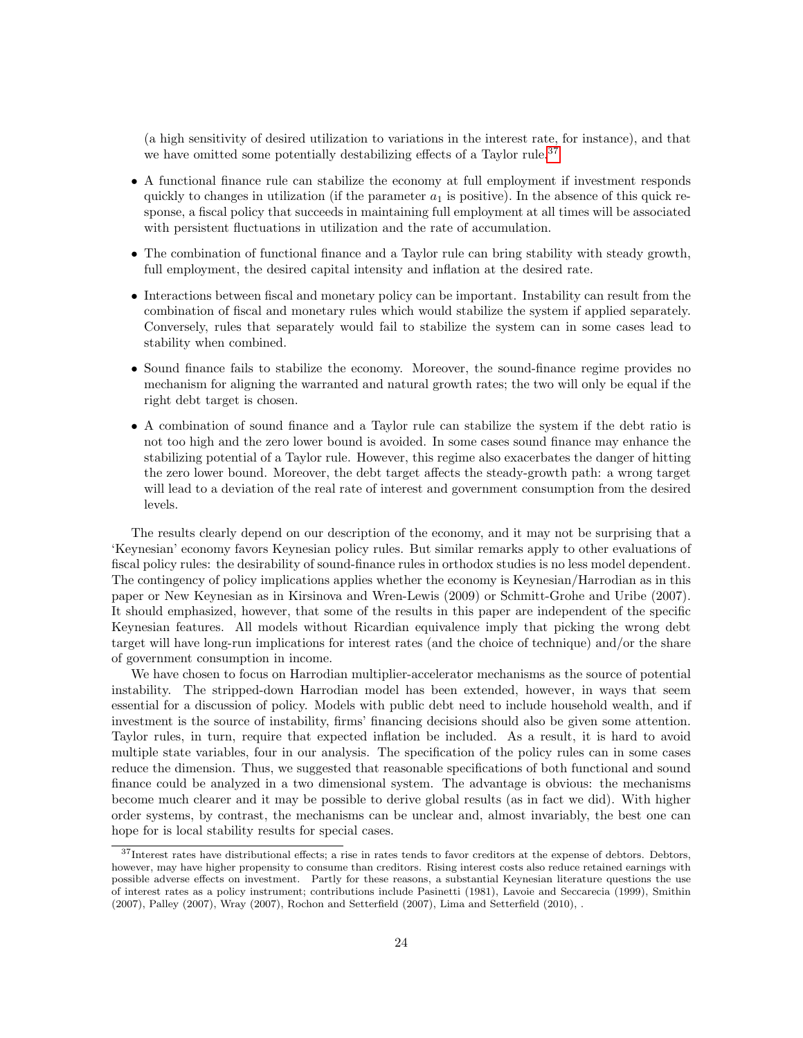(a high sensitivity of desired utilization to variations in the interest rate, for instance), and that we have omitted some potentially destabilizing effects of a Taylor rule.[37]

- A functional finance rule can stabilize the economy at full employment if investment responds quickly to changes in utilization (if the parameter $a_1$ is positive). In the absence of this quick response, a fiscal policy that succeeds in maintaining full employment at all times will be associated with persistent fluctuations in utilization and the rate of accumulation.
- The combination of functional finance and a Taylor rule can bring stability with steady growth, full employment, the desired capital intensity and inflation at the desired rate.
- Interactions between fiscal and monetary policy can be important. Instability can result from the combination of fiscal and monetary rules which would stabilize the system if applied separately. Conversely, rules that separately would fail to stabilize the system can in some cases lead to stability when combined.
- Sound finance fails to stabilize the economy. Moreover, the sound-finance regime provides no mechanism for aligning the warranted and natural growth rates; the two will only be equal if the right debt target is chosen.
- A combination of sound finance and a Taylor rule can stabilize the system if the debt ratio is not too high and the zero lower bound is avoided. In some cases sound finance may enhance the stabilizing potential of a Taylor rule. However, this regime also exacerbates the danger of hitting the zero lower bound. Moreover, the debt target affects the steady-growth path: a wrong target will lead to a deviation of the real rate of interest and government consumption from the desired levels.

The results clearly depend on our description of the economy, and it may not be surprising that a 'Keynesian' economy favors Keynesian policy rules. But similar remarks apply to other evaluations of fiscal policy rules: the desirability of sound-finance rules in orthodox studies is no less model dependent. The contingency of policy implications applies whether the economy is Keynesian/Harrodian as in this paper or New Keynesian as in Kirsinova and Wren-Lewis (2009) or Schmitt-Grohe and Uribe (2007). It should emphasized, however, that some of the results in this paper are independent of the specific Keynesian features. All models without Ricardian equivalence imply that picking the wrong debt target will have long-run implications for interest rates (and the choice of technique) and/or the share of government consumption in income.

We have chosen to focus on Harrodian multiplier-accelerator mechanisms as the source of potential instability. The stripped-down Harrodian model has been extended, however, in ways that seem essential for a discussion of policy. Models with public debt need to include household wealth, and if investment is the source of instability, firms' financing decisions should also be given some attention. Taylor rules, in turn, require that expected inflation be included. As a result, it is hard to avoid multiple state variables, four in our analysis. The specification of the policy rules can in some cases reduce the dimension. Thus, we suggested that reasonable specifications of both functional and sound finance could be analyzed in a two dimensional system. The advantage is obvious: the mechanisms become much clearer and it may be possible to derive global results (as in fact we did). With higher order systems, by contrast, the mechanisms can be unclear and, almost invariably, the best one can hope for is local stability results for special cases.

[37] Interest rates have distributional effects; a rise in rates tends to favor creditors at the expense of debtors. Debtors, however, may have higher propensity to consume than creditors. Rising interest costs also reduce retained earnings with possible adverse effects on investment. Partly for these reasons, a substantial Keynesian literature questions the use of interest rates as a policy instrument; contributions include Pasinetti (1981), Lavoie and Seccarecia (1999), Smithin (2007), Palley (2007), Wray (2007), Rochon and Setterfield (2007), Lima and Setterfield (2010), .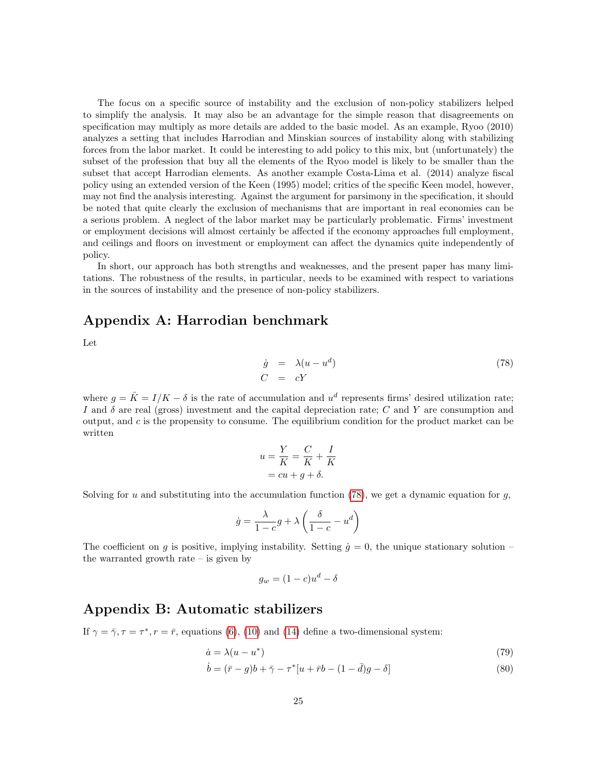The focus on a specific source of instability and the exclusion of non-policy stabilizers helped to simplify the analysis. It may also be an advantage for the simple reason that disagreements on specification may multiply as more details are added to the basic model. As an example, Ryoo (2010) analyzes a setting that includes Harrodian and Minskian sources of instability along with stabilizing forces from the labor market. It could be interesting to add policy to this mix, but (unfortunately) the subset of the profession that buy all the elements of the Ryoo model is likely to be smaller than the subset that accept Harrodian elements. As another example Costa-Lima et al. (2014) analyze fiscal policy using an extended version of the Keen (1995) model; critics of the specific Keen model, however, may not find the analysis interesting. Against the argument for parsimony in the specification, it should be noted that quite clearly the exclusion of mechanisms that are important in real economies can be a serious problem. A neglect of the labor market may be particularly problematic. Firms' investment or employment decisions will almost certainly be affected if the economy approaches full employment, and ceilings and floors on investment or employment can affect the dynamics quite independently of policy.

In short, our approach has both strengths and weaknesses, and the present paper has many limitations. The robustness of the results, in particular, needs to be examined with respect to variations in the sources of instability and the presence of non-policy stabilizers.

## Appendix A: Harrodian benchmark

Let

$$\begin{aligned} \dot{g} &= \lambda(u - u^d) \\ C &= cY \end{aligned} \tag{78}$$

where $g = \hat{K} = I/K - \delta$ is the rate of accumulation and $u^d$ represents firms' desired utilization rate; $I$ and $\delta$ are real (gross) investment and the capital depreciation rate; $C$ and $Y$ are consumption and output, and $c$ is the propensity to consume. The equilibrium condition for the product market can be written

$$\begin{aligned} u = \frac{Y}{K} &= \frac{C}{K} + \frac{I}{K} \\ &= cu + g + \delta. \end{aligned}$$

Solving for $u$ and substituting into the accumulation function (78), we get a dynamic equation for $g$,

$$\dot{g} = \frac{\lambda}{1-c}g + \lambda\left(\frac{\delta}{1-c} - u^d\right)$$

The coefficient on $g$ is positive, implying instability. Setting $\dot{g} = 0$, the unique stationary solution – the warranted growth rate – is given by

$$g_w = (1-c)u^d - \delta$$

## Appendix B: Automatic stabilizers

If $\gamma = \bar{\gamma}, \tau = \tau^*, r = \bar{r}$, equations (6), (10) and (14) define a two-dimensional system:

$$\dot{a} = \lambda(u - u^*) \tag{79}$$

$$\dot{b} = (\bar{r} - g)b + \bar{\gamma} - \tau^*[u + \bar{r}b - (1 - \bar{d})g - \delta] \tag{80}$$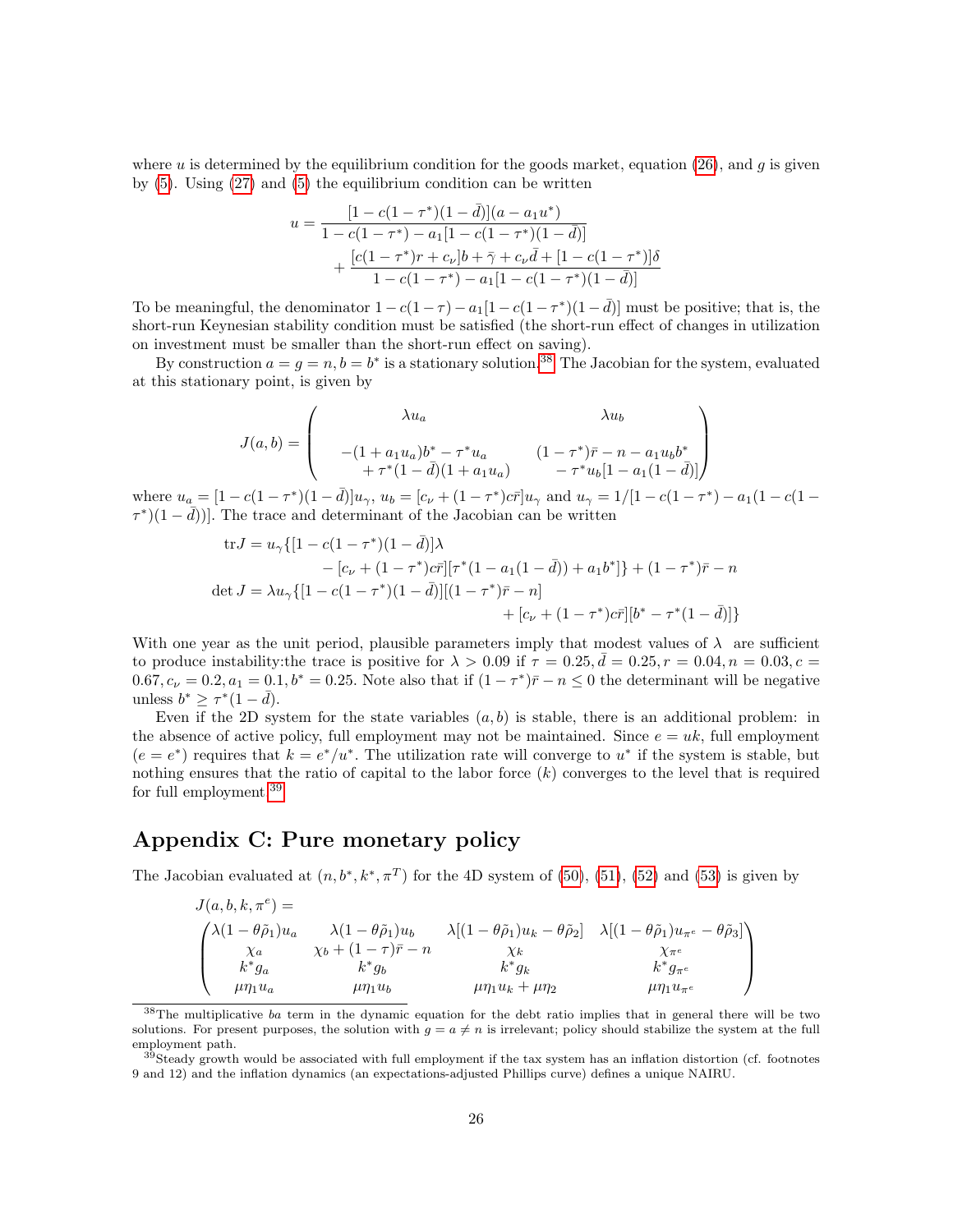where $u$ is determined by the equilibrium condition for the goods market, equation (26), and $g$ is given by (5). Using (27) and (5) the equilibrium condition can be written

$$
\begin{aligned}
u = & \frac{[1-c(1-\tau^*)(1-\bar{d})](a-a_1u^*)}{1-c(1-\tau^*)-a_1[1-c(1-\tau^*)(1-\bar{d})]} \\
& + \frac{[c(1-\tau^*)r+c_\nu]b+\bar{\gamma}+c_\nu\bar{d}+[1-c(1-\tau^*)]\delta}{1-c(1-\tau^*)-a_1[1-c(1-\tau^*)(1-\bar{d})]}
\end{aligned}
$$

To be meaningful, the denominator $1-c(1-\tau)-a_1[1-c(1-\tau^*)(1-\bar{d})]$ must be positive; that is, the short-run Keynesian stability condition must be satisfied (the short-run effect of changes in utilization on investment must be smaller than the short-run effect on saving).

By construction $a=g=n, b=b^*$ is a stationary solution.[38] The Jacobian for the system, evaluated at this stationary point, is given by

$$
J(a,b) = \begin{pmatrix} \lambda u_a & \lambda u_b \\ \\ -(1+a_1u_a)b^* - \tau^* u_a & (1-\tau^*)\bar{r} - n - a_1 u_b b^* \\ \quad + \tau^*(1-\bar{d})(1+a_1u_a) & \quad - \tau^* u_b[1-a_1(1-\bar{d})] \end{pmatrix}
$$

where $u_a = [1-c(1-\tau^*)(1-\bar{d})]u_\gamma$, $u_b = [c_\nu + (1-\tau^*)c\bar{r}]u_\gamma$ and $u_\gamma = 1/[1-c(1-\tau^*)-a_1(1-c(1-\tau^*)(1-\bar{d}))]$. The trace and determinant of the Jacobian can be written

$$
\begin{aligned}
\text{tr}J = & \; u_\gamma\{[1-c(1-\tau^*)(1-\bar{d})]\lambda \\
& - [c_\nu + (1-\tau^*)c\bar{r}][\tau^*(1-a_1(1-\bar{d})) + a_1b^*]\} + (1-\tau^*)\bar{r} - n \\
\det J = & \; \lambda u_\gamma\{[1-c(1-\tau^*)(1-\bar{d})][(1-\tau^*)\bar{r}-n] \\
& + [c_\nu + (1-\tau^*)c\bar{r}][b^* - \tau^*(1-\bar{d})]\}
\end{aligned}
$$

With one year as the unit period, plausible parameters imply that modest values of $\lambda$ are sufficient to produce instability:the trace is positive for $\lambda > 0.09$ if $\tau = 0.25, \bar{d} = 0.25, r = 0.04, n = 0.03, c = 0.67, c_\nu = 0.2, a_1 = 0.1, b^* = 0.25$. Note also that if $(1-\tau^*)\bar{r} - n \leq 0$ the determinant will be negative unless $b^* \geq \tau^*(1-\bar{d})$.

Even if the 2D system for the state variables $(a,b)$ is stable, there is an additional problem: in the absence of active policy, full employment may not be maintained. Since $e = uk$, full employment ($e = e^*$) requires that $k = e^*/u^*$. The utilization rate will converge to $u^*$ if the system is stable, but nothing ensures that the ratio of capital to the labor force ($k$) converges to the level that is required for full employment.[39]

## Appendix C: Pure monetary policy

The Jacobian evaluated at $(n, b^*, k^*, \pi^T)$ for the 4D system of (50), (51), (52) and (53) is given by

$$
J(a,b,k,\pi^e) = \begin{pmatrix} \lambda(1-\theta\tilde{\rho}_1)u_a & \lambda(1-\theta\tilde{\rho}_1)u_b & \lambda[(1-\theta\tilde{\rho}_1)u_k - \theta\tilde{\rho}_2] & \lambda[(1-\theta\tilde{\rho}_1)u_{\pi^e} - \theta\tilde{\rho}_3] \\ \chi_a & \chi_b + (1-\tau)\bar{r} - n & \chi_k & \chi_{\pi^e} \\ k^*g_a & k^*g_b & k^*g_k & k^*g_{\pi^e} \\ \mu\eta_1 u_a & \mu\eta_1 u_b & \mu\eta_1 u_k + \mu\eta_2 & \mu\eta_1 u_{\pi^e} \end{pmatrix}
$$

---

[38] The multiplicative $ba$ term in the dynamic equation for the debt ratio implies that in general there will be two solutions. For present purposes, the solution with $g = a \neq n$ is irrelevant; policy should stabilize the system at the full employment path.

[39] Steady growth would be associated with full employment if the tax system has an inflation distortion (cf. footnotes 9 and 12) and the inflation dynamics (an expectations-adjusted Phillips curve) defines a unique NAIRU.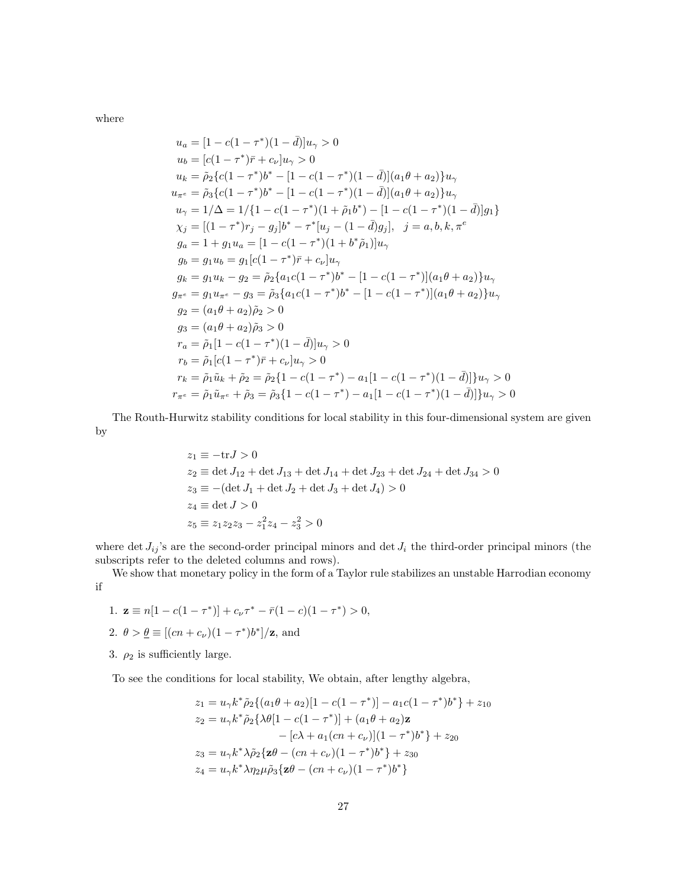where

$$
\begin{aligned}
u_a &= [1 - c(1-\tau^*)(1-\bar{d})]u_\gamma > 0 \\
u_b &= [c(1-\tau^*)\bar{r} + c_\nu]u_\gamma > 0 \\
u_k &= \tilde{\rho}_2\{c(1-\tau^*)b^* - [1 - c(1-\tau^*)(1-\bar{d})](a_1\theta + a_2)\}u_\gamma \\
u_{\pi^e} &= \tilde{\rho}_3\{c(1-\tau^*)b^* - [1 - c(1-\tau^*)(1-\bar{d})](a_1\theta + a_2)\}u_\gamma \\
u_\gamma &= 1/\Delta = 1/\{1 - c(1-\tau^*)(1+\tilde{\rho}_1 b^*) - [1 - c(1-\tau^*)(1-\bar{d})]g_1\} \\
\chi_j &= [(1-\tau^*)r_j - g_j]b^* - \tau^*[u_j - (1-\bar{d})g_j], \quad j = a, b, k, \pi^e \\
g_a &= 1 + g_1 u_a = [1 - c(1-\tau^*)(1 + b^*\tilde{\rho}_1)]u_\gamma \\
g_b &= g_1 u_b = g_1[c(1-\tau^*)\bar{r} + c_\nu]u_\gamma \\
g_k &= g_1 u_k - g_2 = \tilde{\rho}_2\{a_1 c(1-\tau^*)b^* - [1 - c(1-\tau^*)](a_1\theta + a_2)\}u_\gamma \\
g_{\pi^e} &= g_1 u_{\pi^e} - g_3 = \tilde{\rho}_3\{a_1 c(1-\tau^*)b^* - [1 - c(1-\tau^*)](a_1\theta + a_2)\}u_\gamma \\
g_2 &= (a_1\theta + a_2)\tilde{\rho}_2 > 0 \\
g_3 &= (a_1\theta + a_2)\tilde{\rho}_3 > 0 \\
r_a &= \tilde{\rho}_1[1 - c(1-\tau^*)(1-\bar{d})]u_\gamma > 0 \\
r_b &= \tilde{\rho}_1[c(1-\tau^*)\bar{r} + c_\nu]u_\gamma > 0 \\
r_k &= \tilde{\rho}_1\tilde{u}_k + \tilde{\rho}_2 = \tilde{\rho}_2\{1 - c(1-\tau^*) - a_1[1 - c(1-\tau^*)(1-\bar{d})]\}u_\gamma > 0 \\
r_{\pi^e} &= \tilde{\rho}_1\tilde{u}_{\pi^e} + \tilde{\rho}_3 = \tilde{\rho}_3\{1 - c(1-\tau^*) - a_1[1 - c(1-\tau^*)(1-\bar{d})]\}u_\gamma > 0
\end{aligned}
$$

The Routh-Hurwitz stability conditions for local stability in this four-dimensional system are given by

$$
\begin{aligned}
z_1 &\equiv -\mathrm{tr}J > 0 \\
z_2 &\equiv \det J_{12} + \det J_{13} + \det J_{14} + \det J_{23} + \det J_{24} + \det J_{34} > 0 \\
z_3 &\equiv -(\det J_1 + \det J_2 + \det J_3 + \det J_4) > 0 \\
z_4 &\equiv \det J > 0 \\
z_5 &\equiv z_1 z_2 z_3 - z_1^2 z_4 - z_3^2 > 0
\end{aligned}
$$

where $\det J_{ij}$'s are the second-order principal minors and $\det J_i$ the third-order principal minors (the subscripts refer to the deleted columns and rows).

We show that monetary policy in the form of a Taylor rule stabilizes an unstable Harrodian economy if

1. $\mathbf{z} \equiv n[1 - c(1-\tau^*)] + c_\nu\tau^* - \bar{r}(1-c)(1-\tau^*) > 0$,
2. $\theta > \underline{\theta} \equiv [(cn + c_\nu)(1-\tau^*)b^*]/\mathbf{z}$, and
3. $\rho_2$ is sufficiently large.

To see the conditions for local stability, We obtain, after lengthy algebra,

$$
\begin{aligned}
z_1 &= u_\gamma k^*\tilde{\rho}_2\{(a_1\theta + a_2)[1 - c(1-\tau^*)] - a_1 c(1-\tau^*)b^*\} + z_{10} \\
z_2 &= u_\gamma k^*\tilde{\rho}_2\{\lambda\theta[1 - c(1-\tau^*)] + (a_1\theta + a_2)\mathbf{z} \\
&\qquad - [c\lambda + a_1(cn + c_\nu)](1-\tau^*)b^*\} + z_{20} \\
z_3 &= u_\gamma k^*\lambda\tilde{\rho}_2\{\mathbf{z}\theta - (cn + c_\nu)(1-\tau^*)b^*\} + z_{30} \\
z_4 &= u_\gamma k^*\lambda\eta_2\mu\tilde{\rho}_3\{\mathbf{z}\theta - (cn + c_\nu)(1-\tau^*)b^*\}
\end{aligned}
$$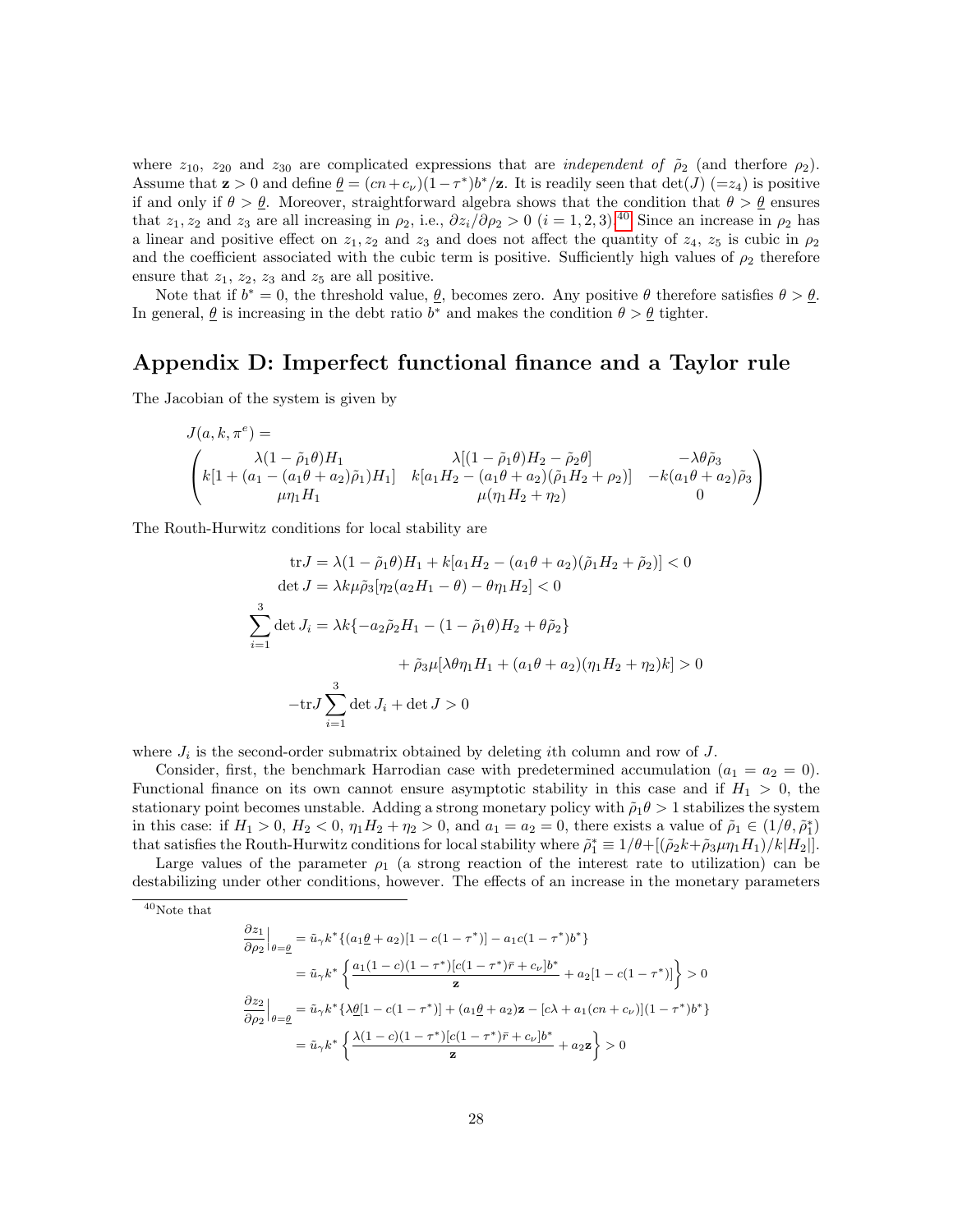where $z_{10}$, $z_{20}$ and $z_{30}$ are complicated expressions that are *independent of* $\tilde{\rho}_2$ (and therfore $\rho_2$). Assume that $\mathbf{z} > 0$ and define $\underline{\theta} = (cn + c_\nu)(1 - \tau^*)b^*/\mathbf{z}$. It is readily seen that $\det(J)$ ($=z_4$) is positive if and only if $\theta > \underline{\theta}$. Moreover, straightforward algebra shows that the condition that $\theta > \underline{\theta}$ ensures that $z_1, z_2$ and $z_3$ are all increasing in $\rho_2$, i.e., $\partial z_i/\partial \rho_2 > 0$ $(i = 1, 2, 3)$.[40] Since an increase in $\rho_2$ has a linear and positive effect on $z_1, z_2$ and $z_3$ and does not affect the quantity of $z_4$, $z_5$ is cubic in $\rho_2$ and the coefficient associated with the cubic term is positive. Sufficiently high values of $\rho_2$ therefore ensure that $z_1$, $z_2$, $z_3$ and $z_5$ are all positive.

Note that if $b^* = 0$, the threshold value, $\underline{\theta}$, becomes zero. Any positive $\theta$ therefore satisfies $\theta > \underline{\theta}$. In general, $\underline{\theta}$ is increasing in the debt ratio $b^*$ and makes the condition $\theta > \underline{\theta}$ tighter.

## Appendix D: Imperfect functional finance and a Taylor rule

The Jacobian of the system is given by

$$J(a, k, \pi^e) = \begin{pmatrix} \lambda(1 - \tilde{\rho}_1\theta)H_1 & \lambda[(1 - \tilde{\rho}_1\theta)H_2 - \tilde{\rho}_2\theta] & -\lambda\theta\tilde{\rho}_3 \\ k[1 + (a_1 - (a_1\theta + a_2)\tilde{\rho}_1)H_1] & k[a_1 H_2 - (a_1\theta + a_2)(\tilde{\rho}_1 H_2 + \rho_2)] & -k(a_1\theta + a_2)\tilde{\rho}_3 \\ \mu\eta_1 H_1 & \mu(\eta_1 H_2 + \eta_2) & 0 \end{pmatrix}$$

The Routh-Hurwitz conditions for local stability are

$$\text{tr}J = \lambda(1 - \tilde{\rho}_1\theta)H_1 + k[a_1 H_2 - (a_1\theta + a_2)(\tilde{\rho}_1 H_2 + \tilde{\rho}_2)] < 0$$

$$\det J = \lambda k \mu \tilde{\rho}_3[\eta_2(a_2 H_1 - \theta) - \theta\eta_1 H_2] < 0$$

$$\sum_{i=1}^{3} \det J_i = \lambda k\{-a_2\tilde{\rho}_2 H_1 - (1 - \tilde{\rho}_1\theta)H_2 + \theta\tilde{\rho}_2\} + \tilde{\rho}_3\mu[\lambda\theta\eta_1 H_1 + (a_1\theta + a_2)(\eta_1 H_2 + \eta_2)k] > 0$$

$$-\text{tr}J \sum_{i=1}^{3} \det J_i + \det J > 0$$

where $J_i$ is the second-order submatrix obtained by deleting $i$th column and row of $J$.

Consider, first, the benchmark Harrodian case with predetermined accumulation ($a_1 = a_2 = 0$). Functional finance on its own cannot ensure asymptotic stability in this case and if $H_1 > 0$, the stationary point becomes unstable. Adding a strong monetary policy with $\tilde{\rho}_1\theta > 1$ stabilizes the system in this case: if $H_1 > 0$, $H_2 < 0$, $\eta_1 H_2 + \eta_2 > 0$, and $a_1 = a_2 = 0$, there exists a value of $\tilde{\rho}_1 \in (1/\theta, \tilde{\rho}_1^*)$ that satisfies the Routh-Hurwitz conditions for local stability where $\tilde{\rho}_1^* \equiv 1/\theta + [(\tilde{\rho}_2 k + \tilde{\rho}_3\mu\eta_1 H_1)/k|H_2|]$.

Large values of the parameter $\rho_1$ (a strong reaction of the interest rate to utilization) can be destabilizing under other conditions, however. The effects of an increase in the monetary parameters

[40] Note that

$$\frac{\partial z_1}{\partial \rho_2}\Big|_{\theta=\underline{\theta}} = \tilde{u}_\gamma k^*\{(a_1\underline{\theta} + a_2)[1 - c(1 - \tau^*)] - a_1 c(1 - \tau^*)b^*\}$$

$$= \tilde{u}_\gamma k^* \left\{\frac{a_1(1 - c)(1 - \tau^*)[c(1 - \tau^*)\bar{r} + c_\nu]b^*}{\mathbf{z}} + a_2[1 - c(1 - \tau^*)]\right\} > 0$$

$$\frac{\partial z_2}{\partial \rho_2}\Big|_{\theta=\underline{\theta}} = \tilde{u}_\gamma k^*\{\lambda\underline{\theta}[1 - c(1 - \tau^*)] + (a_1\underline{\theta} + a_2)\mathbf{z} - [c\lambda + a_1(cn + c_\nu)](1 - \tau^*)b^*\}$$

$$= \tilde{u}_\gamma k^* \left\{\frac{\lambda(1 - c)(1 - \tau^*)[c(1 - \tau^*)\bar{r} + c_\nu]b^*}{\mathbf{z}} + a_2\mathbf{z}\right\} > 0$$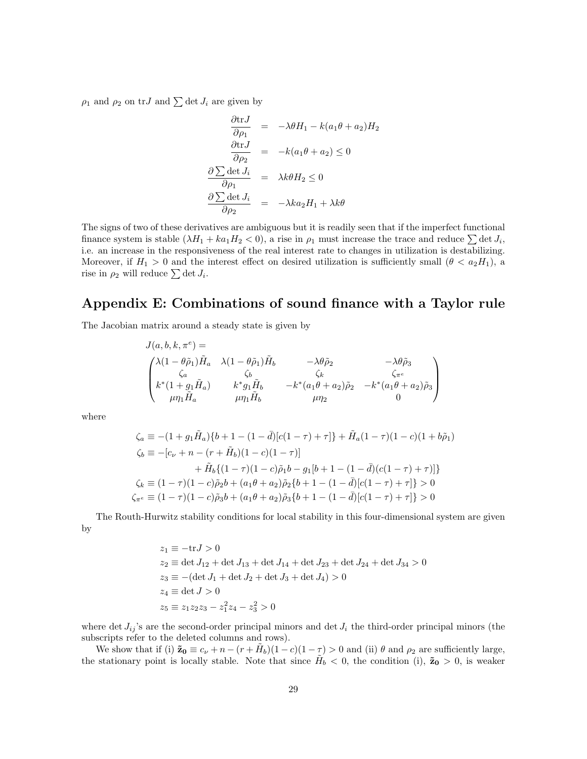$\rho_1$ and $\rho_2$ on tr$J$ and $\sum \det J_i$ are given by

$$
\begin{aligned}
\frac{\partial \text{tr} J}{\partial \rho_1} &= -\lambda\theta H_1 - k(a_1\theta + a_2)H_2 \\
\frac{\partial \text{tr} J}{\partial \rho_2} &= -k(a_1\theta + a_2) \le 0 \\
\frac{\partial \sum \det J_i}{\partial \rho_1} &= \lambda k \theta H_2 \le 0 \\
\frac{\partial \sum \det J_i}{\partial \rho_2} &= -\lambda k a_2 H_1 + \lambda k \theta
\end{aligned}
$$

The signs of two of these derivatives are ambiguous but it is readily seen that if the imperfect functional finance system is stable ($\lambda H_1 + k a_1 H_2 < 0$), a rise in $\rho_1$ must increase the trace and reduce $\sum \det J_i$, i.e. an increase in the responsiveness of the real interest rate to changes in utilization is destabilizing. Moreover, if $H_1 > 0$ and the interest effect on desired utilization is sufficiently small ($\theta < a_2 H_1$), a rise in $\rho_2$ will reduce $\sum \det J_i$.

## Appendix E: Combinations of sound finance with a Taylor rule

The Jacobian matrix around a steady state is given by

$$
J(a, b, k, \pi^e) = \begin{pmatrix}
\lambda(1-\theta\tilde{\rho}_1)\tilde{H}_a & \lambda(1-\theta\tilde{\rho}_1)\tilde{H}_b & -\lambda\theta\tilde{\rho}_2 & -\lambda\theta\tilde{\rho}_3 \\
\zeta_a & \zeta_b & \zeta_k & \zeta_{\pi^e} \\
k^*(1+g_1\tilde{H}_a) & k^* g_1 \tilde{H}_b & -k^*(a_1\theta + a_2)\tilde{\rho}_2 & -k^*(a_1\theta+a_2)\tilde{\rho}_3 \\
\mu\eta_1\tilde{H}_a & \mu\eta_1\tilde{H}_b & \mu\eta_2 & 0
\end{pmatrix}
$$

where

$$
\begin{aligned}
\zeta_a &\equiv -(1+g_1\tilde{H}_a)\{b + 1 - (1-\bar{d})[c(1-\tau)+\tau]\} + \tilde{H}_a(1-\tau)(1-c)(1+b\tilde{\rho}_1) \\
\zeta_b &\equiv -[c_\nu + n - (r + \tilde{H}_b)(1-c)(1-\tau)] \\
&\quad + \tilde{H}_b\{(1-\tau)(1-c)\tilde{\rho}_1 b - g_1[b + 1 - (1-\bar{d})(c(1-\tau)+\tau)]\} \\
\zeta_k &\equiv (1-\tau)(1-c)\tilde{\rho}_2 b + (a_1\theta + a_2)\tilde{\rho}_2\{b + 1 - (1-\bar{d})[c(1-\tau)+\tau]\} > 0 \\
\zeta_{\pi^e} &\equiv (1-\tau)(1-c)\tilde{\rho}_3 b + (a_1\theta + a_2)\tilde{\rho}_3\{b + 1 - (1-\bar{d})[c(1-\tau)+\tau]\} > 0
\end{aligned}
$$

The Routh-Hurwitz stability conditions for local stability in this four-dimensional system are given by

$$
\begin{aligned}
z_1 &\equiv -\text{tr} J > 0 \\
z_2 &\equiv \det J_{12} + \det J_{13} + \det J_{14} + \det J_{23} + \det J_{24} + \det J_{34} > 0 \\
z_3 &\equiv -(\det J_1 + \det J_2 + \det J_3 + \det J_4) > 0 \\
z_4 &\equiv \det J > 0 \\
z_5 &\equiv z_1 z_2 z_3 - z_1^2 z_4 - z_3^2 > 0
\end{aligned}
$$

where $\det J_{ij}$'s are the second-order principal minors and $\det J_i$ the third-order principal minors (the subscripts refer to the deleted columns and rows).

We show that if (i) $\tilde{\mathbf{z}}_\mathbf{0} \equiv c_\nu + n - (r + \tilde{H}_b)(1-c)(1-\tau) > 0$ and (ii) $\theta$ and $\rho_2$ are sufficiently large, the stationary point is locally stable. Note that since $\tilde{H}_b < 0$, the condition (i), $\tilde{\mathbf{z}}_\mathbf{0} > 0$, is weaker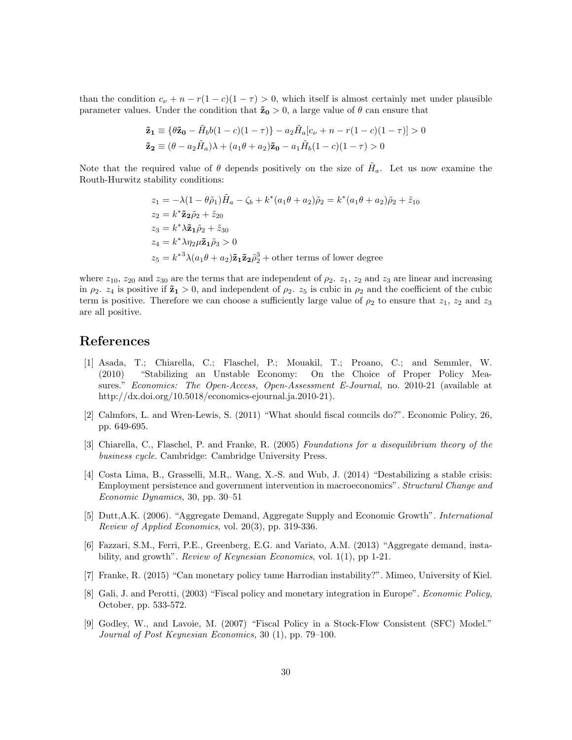than the condition $c_\nu + n - r(1-c)(1-\tau) > 0$, which itself is almost certainly met under plausible parameter values. Under the condition that $\tilde{\mathbf{z}}_\mathbf{0} > 0$, a large value of $\theta$ can ensure that

$$\tilde{\mathbf{z}}_\mathbf{1} \equiv \{\theta \tilde{\mathbf{z}}_\mathbf{0} - \tilde{H}_b b(1-c)(1-\tau)\} - a_2 \tilde{H}_a [c_\nu + n - r(1-c)(1-\tau)] > 0$$
$$\tilde{\mathbf{z}}_\mathbf{2} \equiv (\theta - a_2 \tilde{H}_a)\lambda + (a_1\theta + a_2)\tilde{\mathbf{z}}_\mathbf{0} - a_1 \tilde{H}_b (1-c)(1-\tau) > 0$$

Note that the required value of $\theta$ depends positively on the size of $\tilde{H}_a$. Let us now examine the Routh-Hurwitz stability conditions:

$$z_1 = -\lambda(1-\theta\tilde{\rho}_1)\tilde{H}_a - \zeta_b + k^*(a_1\theta + a_2)\tilde{\rho}_2 = k^*(a_1\theta + a_2)\tilde{\rho}_2 + \tilde{z}_{10}$$
$$z_2 = k^* \tilde{\mathbf{z}}_\mathbf{2} \tilde{\rho}_2 + \tilde{z}_{20}$$
$$z_3 = k^* \lambda \tilde{\mathbf{z}}_\mathbf{1} \tilde{\rho}_2 + \tilde{z}_{30}$$
$$z_4 = k^* \lambda \eta_2 \mu \tilde{\mathbf{z}}_\mathbf{1} \tilde{\rho}_3 > 0$$
$$z_5 = {k^*}^3 \lambda (a_1\theta + a_2)\tilde{\mathbf{z}}_\mathbf{1} \tilde{\mathbf{z}}_\mathbf{2} \tilde{\rho}_2^3 + \text{other terms of lower degree}$$

where $z_{10}$, $z_{20}$ and $z_{30}$ are the terms that are independent of $\rho_2$. $z_1$, $z_2$ and $z_3$ are linear and increasing in $\rho_2$. $z_4$ is positive if $\tilde{\mathbf{z}}_\mathbf{1} > 0$, and independent of $\rho_2$. $z_5$ is cubic in $\rho_2$ and the coefficient of the cubic term is positive. Therefore we can choose a sufficiently large value of $\rho_2$ to ensure that $z_1$, $z_2$ and $z_3$ are all positive.

# References

[1] Asada, T.; Chiarella, C.; Flaschel, P.; Mouakil, T.; Proano, C.; and Semmler, W. (2010) "Stabilizing an Unstable Economy: On the Choice of Proper Policy Measures." *Economics: The Open-Access, Open-Assessment E-Journal*, no. 2010-21 (available at http://dx.doi.org/10.5018/economics-ejournal.ja.2010-21).

[2] Calmfors, L. and Wren-Lewis, S. (2011) "What should fiscal councils do?". Economic Policy, 26, pp. 649-695.

[3] Chiarella, C., Flaschel, P. and Franke, R. (2005) *Foundations for a disequilibrium theory of the business cycle*. Cambridge: Cambridge University Press.

[4] Costa Lima, B., Grasselli, M.R,. Wang, X.-S. and Wub, J. (2014) "Destabilizing a stable crisis: Employment persistence and government intervention in macroeconomics". *Structural Change and Economic Dynamics*, 30, pp. 30–51

[5] Dutt,A.K. (2006). "Aggregate Demand, Aggregate Supply and Economic Growth". *International Review of Applied Economics*, vol. 20(3), pp. 319-336.

[6] Fazzari, S.M., Ferri, P.E., Greenberg, E.G. and Variato, A.M. (2013) "Aggregate demand, instability, and growth". *Review of Keynesian Economics*, vol. 1(1), pp 1-21.

[7] Franke, R. (2015) "Can monetary policy tame Harrodian instability?". Mimeo, University of Kiel.

[8] Gali, J. and Perotti, (2003) "Fiscal policy and monetary integration in Europe". *Economic Policy*, October, pp. 533-572.

[9] Godley, W., and Lavoie, M. (2007) "Fiscal Policy in a Stock-Flow Consistent (SFC) Model." *Journal of Post Keynesian Economics,* 30 (1), pp. 79–100.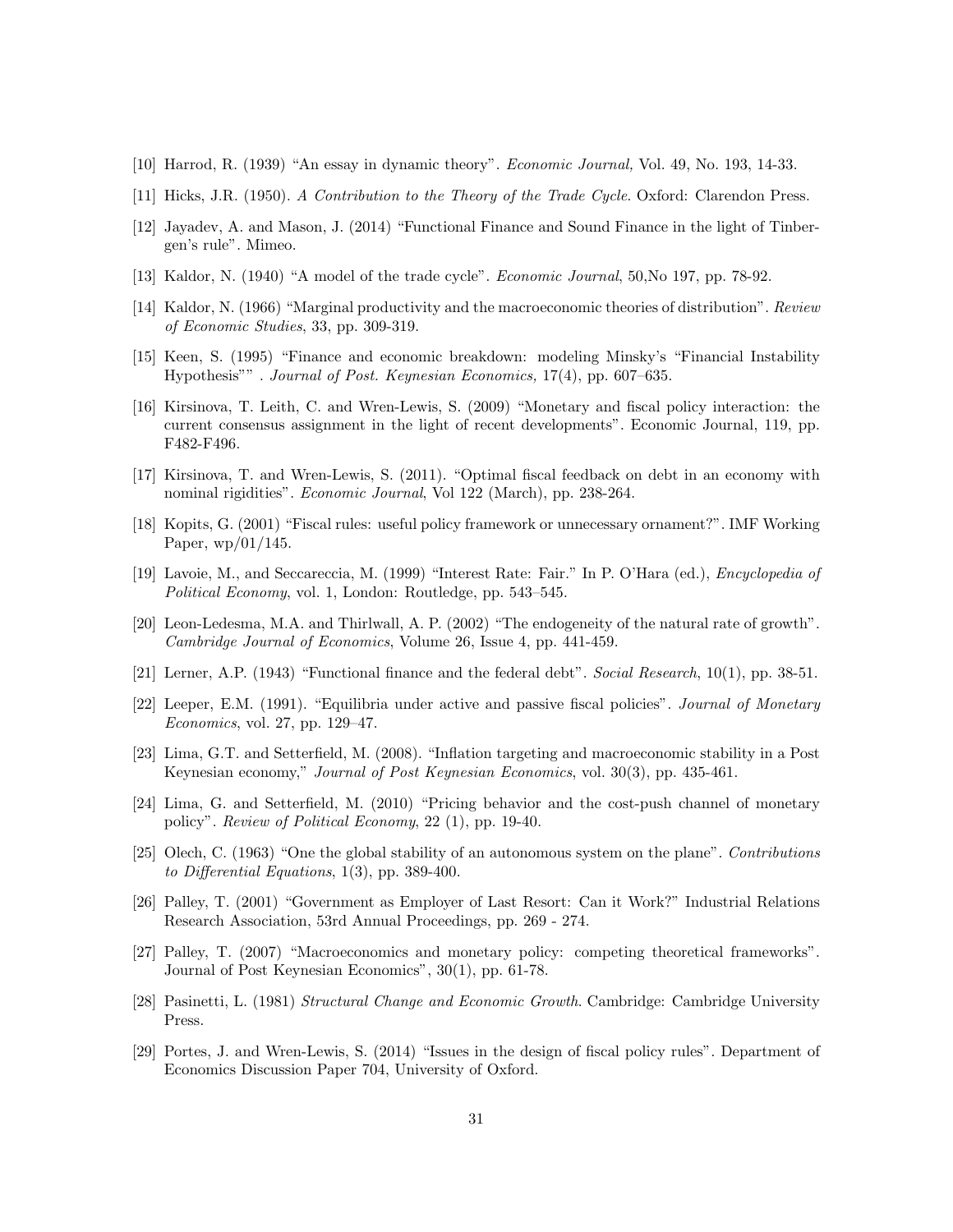[10] Harrod, R. (1939) “An essay in dynamic theory”. *Economic Journal,* Vol. 49, No. 193, 14-33.

[11] Hicks, J.R. (1950). *A Contribution to the Theory of the Trade Cycle*. Oxford: Clarendon Press.

[12] Jayadev, A. and Mason, J. (2014) “Functional Finance and Sound Finance in the light of Tinbergen’s rule”. Mimeo.

[13] Kaldor, N. (1940) “A model of the trade cycle”. *Economic Journal*, 50,No 197, pp. 78-92.

[14] Kaldor, N. (1966) “Marginal productivity and the macroeconomic theories of distribution”. *Review of Economic Studies*, 33, pp. 309-319.

[15] Keen, S. (1995) “Finance and economic breakdown: modeling Minsky’s “Financial Instability Hypothesis”” . *Journal of Post. Keynesian Economics,* 17(4), pp. 607–635.

[16] Kirsinova, T. Leith, C. and Wren-Lewis, S. (2009) “Monetary and fiscal policy interaction: the current consensus assignment in the light of recent developments”. Economic Journal, 119, pp. F482-F496.

[17] Kirsinova, T. and Wren-Lewis, S. (2011). “Optimal fiscal feedback on debt in an economy with nominal rigidities”. *Economic Journal*, Vol 122 (March), pp. 238-264.

[18] Kopits, G. (2001) “Fiscal rules: useful policy framework or unnecessary ornament?”. IMF Working Paper, wp/01/145.

[19] Lavoie, M., and Seccareccia, M. (1999) “Interest Rate: Fair.” In P. O’Hara (ed.), *Encyclopedia of Political Economy*, vol. 1, London: Routledge, pp. 543–545.

[20] Leon-Ledesma, M.A. and Thirlwall, A. P. (2002) “The endogeneity of the natural rate of growth”. *Cambridge Journal of Economics*, Volume 26, Issue 4, pp. 441-459.

[21] Lerner, A.P. (1943) “Functional finance and the federal debt”. *Social Research*, 10(1), pp. 38-51.

[22] Leeper, E.M. (1991). “Equilibria under active and passive fiscal policies”. *Journal of Monetary Economics*, vol. 27, pp. 129–47.

[23] Lima, G.T. and Setterfield, M. (2008). “Inflation targeting and macroeconomic stability in a Post Keynesian economy,” *Journal of Post Keynesian Economics*, vol. 30(3), pp. 435-461.

[24] Lima, G. and Setterfield, M. (2010) “Pricing behavior and the cost-push channel of monetary policy”. *Review of Political Economy*, 22 (1), pp. 19-40.

[25] Olech, C. (1963) “One the global stability of an autonomous system on the plane”. *Contributions to Differential Equations*, 1(3), pp. 389-400.

[26] Palley, T. (2001) “Government as Employer of Last Resort: Can it Work?” Industrial Relations Research Association, 53rd Annual Proceedings, pp. 269 - 274.

[27] Palley, T. (2007) “Macroeconomics and monetary policy: competing theoretical frameworks”. Journal of Post Keynesian Economics”, 30(1), pp. 61-78.

[28] Pasinetti, L. (1981) *Structural Change and Economic Growth*. Cambridge: Cambridge University Press.

[29] Portes, J. and Wren-Lewis, S. (2014) “Issues in the design of fiscal policy rules”. Department of Economics Discussion Paper 704, University of Oxford.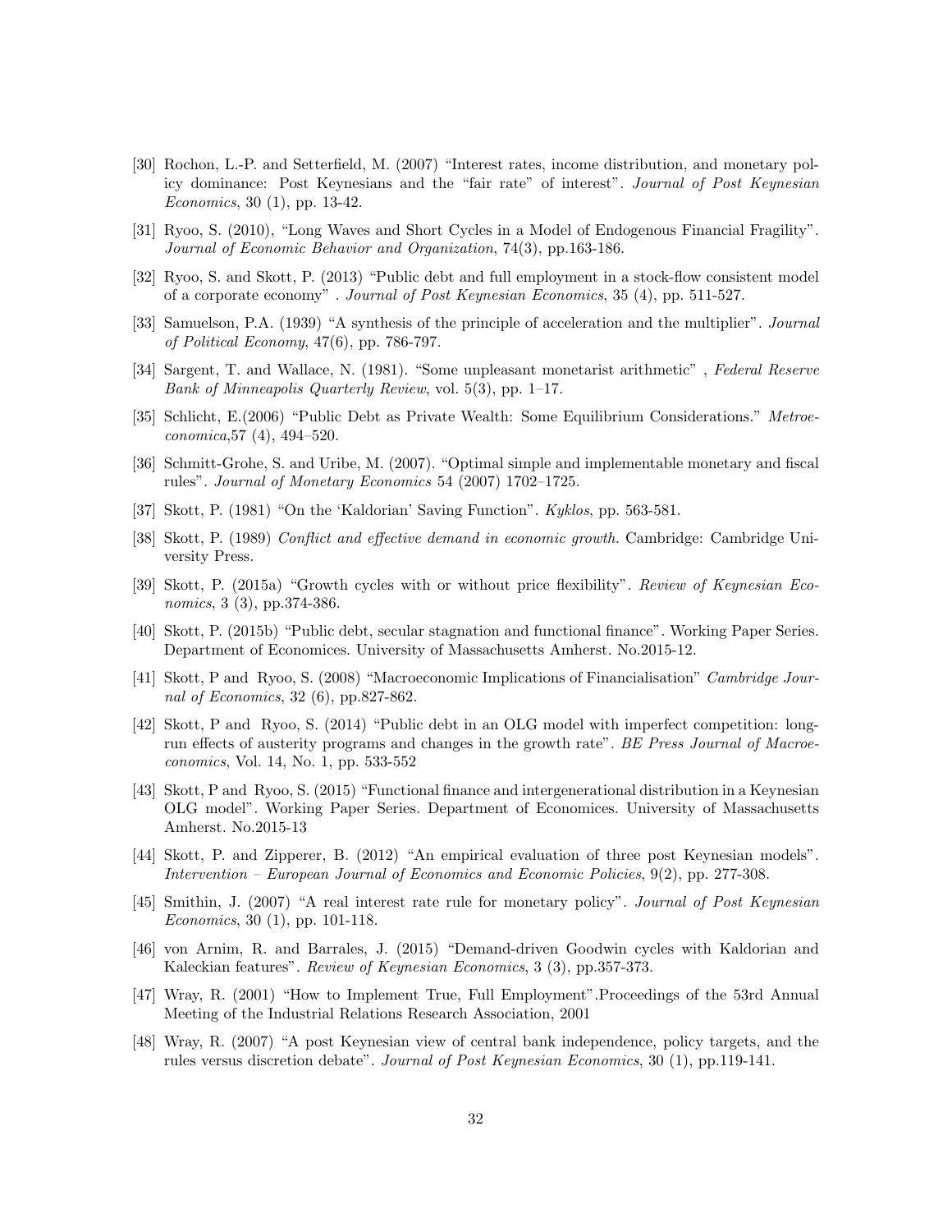[30] Rochon, L.-P. and Setterfield, M. (2007) "Interest rates, income distribution, and monetary policy dominance: Post Keynesians and the "fair rate" of interest". *Journal of Post Keynesian Economics*, 30 (1), pp. 13-42.

[31] Ryoo, S. (2010), "Long Waves and Short Cycles in a Model of Endogenous Financial Fragility". *Journal of Economic Behavior and Organization*, 74(3), pp.163-186.

[32] Ryoo, S. and Skott, P. (2013) "Public debt and full employment in a stock-flow consistent model of a corporate economy" . *Journal of Post Keynesian Economics*, 35 (4), pp. 511-527.

[33] Samuelson, P.A. (1939) "A synthesis of the principle of acceleration and the multiplier". *Journal of Political Economy*, 47(6), pp. 786-797.

[34] Sargent, T. and Wallace, N. (1981). "Some unpleasant monetarist arithmetic" , *Federal Reserve Bank of Minneapolis Quarterly Review*, vol. 5(3), pp. 1–17.

[35] Schlicht, E.(2006) "Public Debt as Private Wealth: Some Equilibrium Considerations." *Metroeconomica*,57 (4), 494–520.

[36] Schmitt-Grohe, S. and Uribe, M. (2007). "Optimal simple and implementable monetary and fiscal rules". *Journal of Monetary Economics* 54 (2007) 1702–1725.

[37] Skott, P. (1981) "On the 'Kaldorian' Saving Function". *Kyklos*, pp. 563-581.

[38] Skott, P. (1989) *Conflict and effective demand in economic growth.* Cambridge: Cambridge University Press.

[39] Skott, P. (2015a) "Growth cycles with or without price flexibility". *Review of Keynesian Economics*, 3 (3), pp.374-386.

[40] Skott, P. (2015b) "Public debt, secular stagnation and functional finance". Working Paper Series. Department of Economices. University of Massachusetts Amherst. No.2015-12.

[41] Skott, P and Ryoo, S. (2008) "Macroeconomic Implications of Financialisation" *Cambridge Journal of Economics*, 32 (6), pp.827-862.

[42] Skott, P and Ryoo, S. (2014) "Public debt in an OLG model with imperfect competition: long-run effects of austerity programs and changes in the growth rate". *BE Press Journal of Macroeconomics*, Vol. 14, No. 1, pp. 533-552

[43] Skott, P and Ryoo, S. (2015) "Functional finance and intergenerational distribution in a Keynesian OLG model". Working Paper Series. Department of Economices. University of Massachusetts Amherst. No.2015-13

[44] Skott, P. and Zipperer, B. (2012) "An empirical evaluation of three post Keynesian models". *Intervention – European Journal of Economics and Economic Policies*, 9(2), pp. 277-308.

[45] Smithin, J. (2007) "A real interest rate rule for monetary policy". *Journal of Post Keynesian Economics*, 30 (1), pp. 101-118.

[46] von Arnim, R. and Barrales, J. (2015) "Demand-driven Goodwin cycles with Kaldorian and Kaleckian features". *Review of Keynesian Economics*, 3 (3), pp.357-373.

[47] Wray, R. (2001) "How to Implement True, Full Employment".Proceedings of the 53rd Annual Meeting of the Industrial Relations Research Association, 2001

[48] Wray, R. (2007) "A post Keynesian view of central bank independence, policy targets, and the rules versus discretion debate". *Journal of Post Keynesian Economics*, 30 (1), pp.119-141.